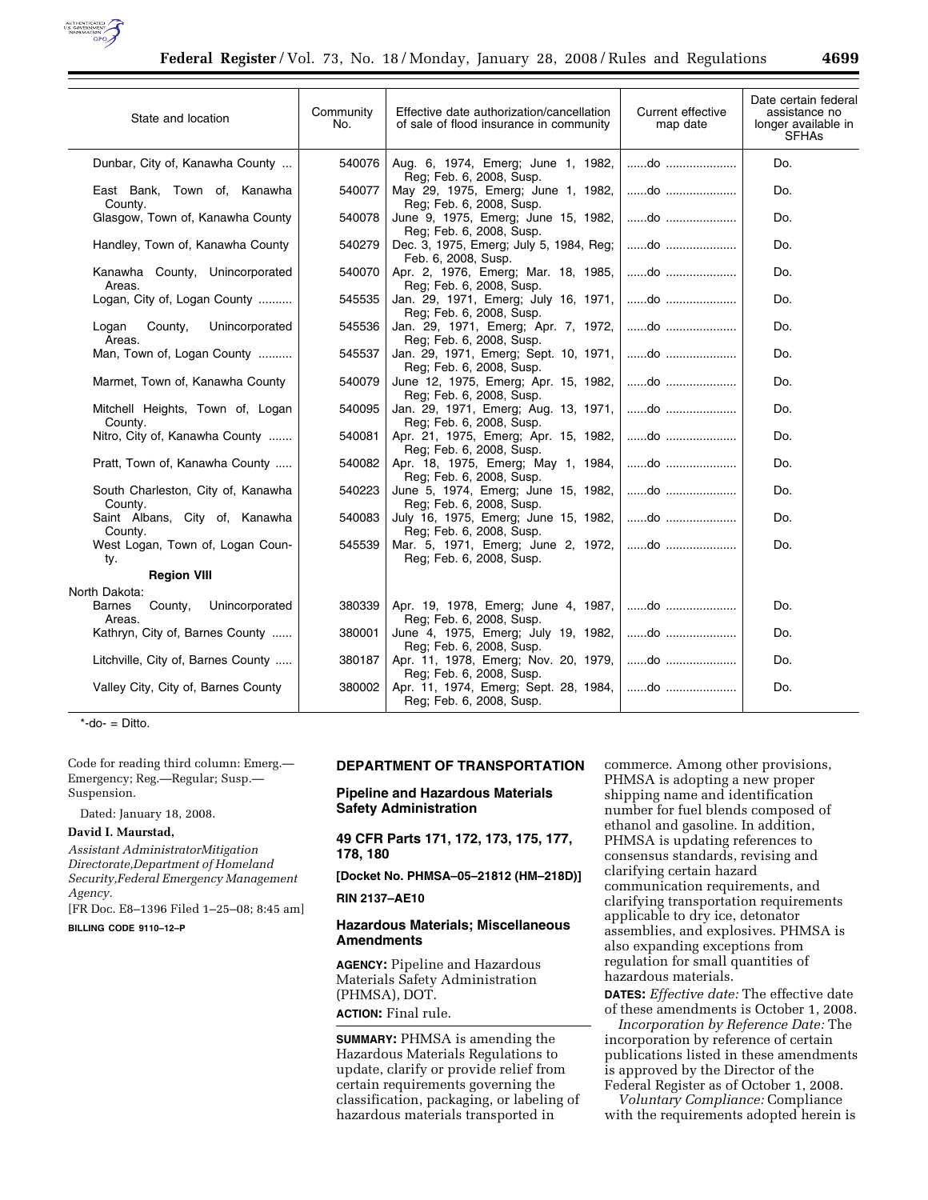| State and location | Community No. | Effective date authorization/cancellation of sale of flood insurance in community | Current effective map date | Date certain federal assistance no longer available in SFHAs |
|---|---|---|---|---|
| Dunbar, City of, Kanawha County ... | 540076 | Aug. 6, 1974, Emerg; June 1, 1982, Reg; Feb. 6, 2008, Susp. | ......do ..................... | Do. |
| East Bank, Town of, Kanawha County. | 540077 | May 29, 1975, Emerg; June 1, 1982, Reg; Feb. 6, 2008, Susp. | ......do ..................... | Do. |
| Glasgow, Town of, Kanawha County | 540078 | June 9, 1975, Emerg; June 15, 1982, Reg; Feb. 6, 2008, Susp. | ......do ..................... | Do. |
| Handley, Town of, Kanawha County | 540279 | Dec. 3, 1975, Emerg; July 5, 1984, Reg; Feb. 6, 2008, Susp. | ......do ..................... | Do. |
| Kanawha County, Unincorporated Areas. | 540070 | Apr. 2, 1976, Emerg; Mar. 18, 1985, Reg; Feb. 6, 2008, Susp. | ......do ..................... | Do. |
| Logan, City of, Logan County .......... | 545535 | Jan. 29, 1971, Emerg; July 16, 1971, Reg; Feb. 6, 2008, Susp. | ......do ..................... | Do. |
| Logan County, Unincorporated Areas. | 545536 | Jan. 29, 1971, Emerg; Apr. 7, 1972, Reg; Feb. 6, 2008, Susp. | ......do ..................... | Do. |
| Man, Town of, Logan County .......... | 545537 | Jan. 29, 1971, Emerg; Sept. 10, 1971, Reg; Feb. 6, 2008, Susp. | ......do ..................... | Do. |
| Marmet, Town of, Kanawha County | 540079 | June 12, 1975, Emerg; Apr. 15, 1982, Reg; Feb. 6, 2008, Susp. | ......do ..................... | Do. |
| Mitchell Heights, Town of, Logan County. | 540095 | Jan. 29, 1971, Emerg; Aug. 13, 1971, Reg; Feb. 6, 2008, Susp. | ......do ..................... | Do. |
| Nitro, City of, Kanawha County ....... | 540081 | Apr. 21, 1975, Emerg; Apr. 15, 1982, Reg; Feb. 6, 2008, Susp. | ......do ..................... | Do. |
| Pratt, Town of, Kanawha County ..... | 540082 | Apr. 18, 1975, Emerg; May 1, 1984, Reg; Feb. 6, 2008, Susp. | ......do ..................... | Do. |
| South Charleston, City of, Kanawha County. | 540223 | June 5, 1974, Emerg; June 15, 1982, Reg; Feb. 6, 2008, Susp. | ......do ..................... | Do. |
| Saint Albans, City of, Kanawha County. | 540083 | July 16, 1975, Emerg; June 15, 1982, Reg; Feb. 6, 2008, Susp. | ......do ..................... | Do. |
| West Logan, Town of, Logan County. | 545539 | Mar. 5, 1971, Emerg; June 2, 1972, Reg; Feb. 6, 2008, Susp. | ......do ..................... | Do. |
| **Region VIII** | | | | |
| North Dakota: | | | | |
| Barnes County, Unincorporated Areas. | 380339 | Apr. 19, 1978, Emerg; June 4, 1987, Reg; Feb. 6, 2008, Susp. | ......do ..................... | Do. |
| Kathryn, City of, Barnes County ...... | 380001 | June 4, 1975, Emerg; July 19, 1982, Reg; Feb. 6, 2008, Susp. | ......do ..................... | Do. |
| Litchville, City of, Barnes County ..... | 380187 | Apr. 11, 1978, Emerg; Nov. 20, 1979, Reg; Feb. 6, 2008, Susp. | ......do ..................... | Do. |
| Valley City, City of, Barnes County | 380002 | Apr. 11, 1974, Emerg; Sept. 28, 1984, Reg; Feb. 6, 2008, Susp. | ......do ..................... | Do. |

*-do- = Ditto.

Code for reading third column: Emerg.—Emergency; Reg.—Regular; Susp.—Suspension.

Dated: January 18, 2008.

**David I. Maurstad,**

*Assistant AdministratorMitigation Directorate,Department of Homeland Security,Federal Emergency Management Agency.*

[FR Doc. E8–1396 Filed 1–25–08; 8:45 am]

**BILLING CODE 9110–12–P**

## DEPARTMENT OF TRANSPORTATION

### Pipeline and Hazardous Materials Safety Administration

### 49 CFR Parts 171, 172, 173, 175, 177, 178, 180

**[Docket No. PHMSA–05–21812 (HM–218D)]**

**RIN 2137–AE10**

### Hazardous Materials; Miscellaneous Amendments

**AGENCY:** Pipeline and Hazardous Materials Safety Administration (PHMSA), DOT.

**ACTION:** Final rule.

**SUMMARY:** PHMSA is amending the Hazardous Materials Regulations to update, clarify or provide relief from certain requirements governing the classification, packaging, or labeling of hazardous materials transported in commerce. Among other provisions, PHMSA is adopting a new proper shipping name and identification number for fuel blends composed of ethanol and gasoline. In addition, PHMSA is updating references to consensus standards, revising and clarifying certain hazard communication requirements, and clarifying transportation requirements applicable to dry ice, detonator assemblies, and explosives. PHMSA is also expanding exceptions from regulation for small quantities of hazardous materials.

**DATES:** *Effective date:* The effective date of these amendments is October 1, 2008.

*Incorporation by Reference Date:* The incorporation by reference of certain publications listed in these amendments is approved by the Director of the Federal Register as of October 1, 2008.

*Voluntary Compliance:* Compliance with the requirements adopted herein is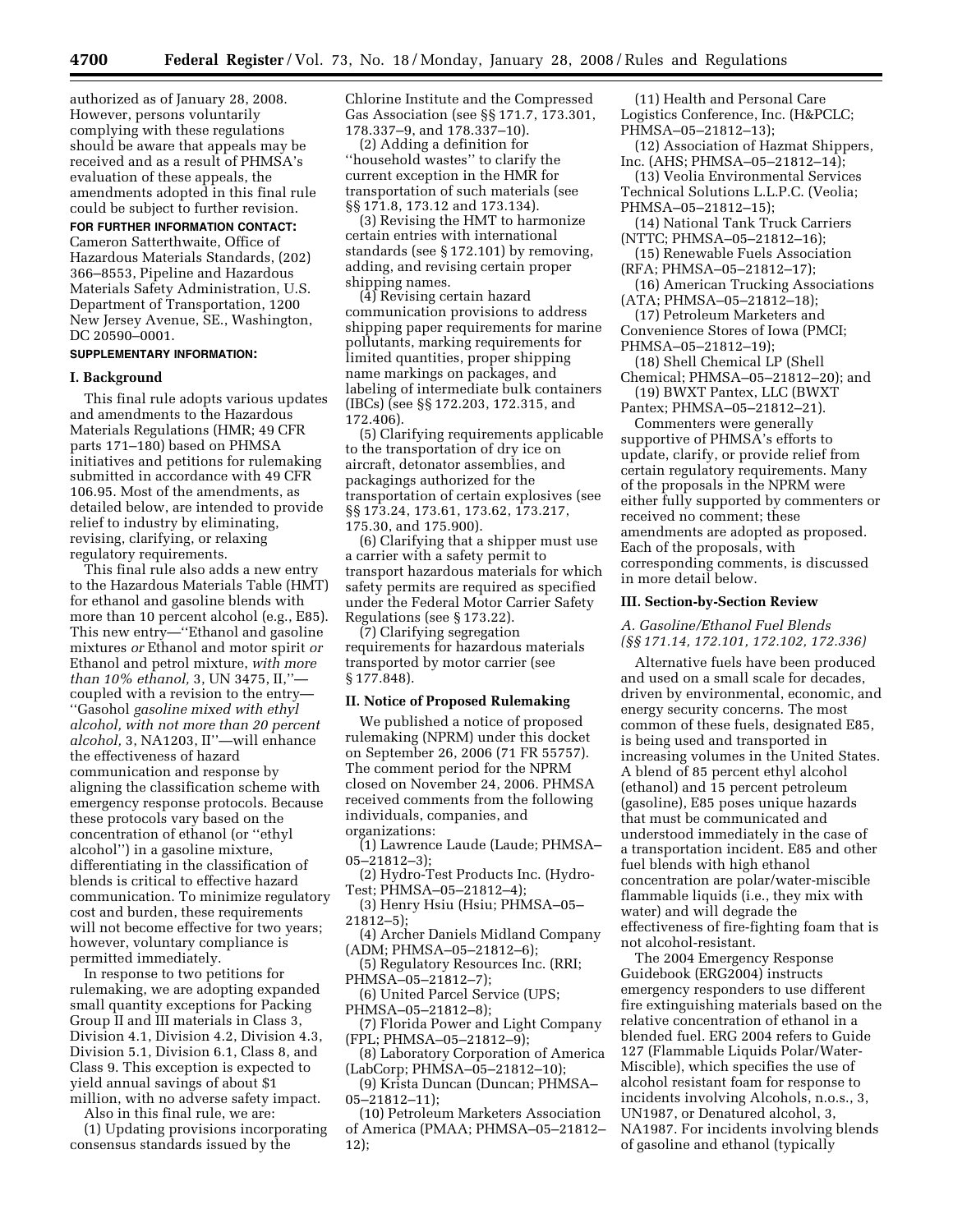authorized as of January 28, 2008. However, persons voluntarily complying with these regulations should be aware that appeals may be received and as a result of PHMSA's evaluation of these appeals, the amendments adopted in this final rule could be subject to further revision.

**FOR FURTHER INFORMATION CONTACT:** Cameron Satterthwaite, Office of Hazardous Materials Standards, (202) 366–8553, Pipeline and Hazardous Materials Safety Administration, U.S. Department of Transportation, 1200 New Jersey Avenue, SE., Washington, DC 20590–0001.

**SUPPLEMENTARY INFORMATION:**

## I. Background

This final rule adopts various updates and amendments to the Hazardous Materials Regulations (HMR; 49 CFR parts 171–180) based on PHMSA initiatives and petitions for rulemaking submitted in accordance with 49 CFR 106.95. Most of the amendments, as detailed below, are intended to provide relief to industry by eliminating, revising, clarifying, or relaxing regulatory requirements.

This final rule also adds a new entry to the Hazardous Materials Table (HMT) for ethanol and gasoline blends with more than 10 percent alcohol (e.g., E85). This new entry—''Ethanol and gasoline mixtures *or* Ethanol and motor spirit *or* Ethanol and petrol mixture, *with more than 10% ethanol,* 3, UN 3475, II,''—coupled with a revision to the entry—''Gasohol *gasoline mixed with ethyl alcohol, with not more than 20 percent alcohol,* 3, NA1203, II''—will enhance the effectiveness of hazard communication and response by aligning the classification scheme with emergency response protocols. Because these protocols vary based on the concentration of ethanol (or ''ethyl alcohol'') in a gasoline mixture, differentiating in the classification of blends is critical to effective hazard communication. To minimize regulatory cost and burden, these requirements will not become effective for two years; however, voluntary compliance is permitted immediately.

In response to two petitions for rulemaking, we are adopting expanded small quantity exceptions for Packing Group II and III materials in Class 3, Division 4.1, Division 4.2, Division 4.3, Division 5.1, Division 6.1, Class 8, and Class 9. This exception is expected to yield annual savings of about $1 million, with no adverse safety impact.

Also in this final rule, we are:

(1) Updating provisions incorporating consensus standards issued by the Chlorine Institute and the Compressed Gas Association (see §§ 171.7, 173.301, 178.337–9, and 178.337–10).

(2) Adding a definition for ''household wastes'' to clarify the current exception in the HMR for transportation of such materials (see §§ 171.8, 173.12 and 173.134).

(3) Revising the HMT to harmonize certain entries with international standards (see § 172.101) by removing, adding, and revising certain proper shipping names.

(4) Revising certain hazard communication provisions to address shipping paper requirements for marine pollutants, marking requirements for limited quantities, proper shipping name markings on packages, and labeling of intermediate bulk containers (IBCs) (see §§ 172.203, 172.315, and 172.406).

(5) Clarifying requirements applicable to the transportation of dry ice on aircraft, detonator assemblies, and packagings authorized for the transportation of certain explosives (see §§ 173.24, 173.61, 173.62, 173.217, 175.30, and 175.900).

(6) Clarifying that a shipper must use a carrier with a safety permit to transport hazardous materials for which safety permits are required as specified under the Federal Motor Carrier Safety Regulations (see § 173.22).

(7) Clarifying segregation requirements for hazardous materials transported by motor carrier (see § 177.848).

## II. Notice of Proposed Rulemaking

We published a notice of proposed rulemaking (NPRM) under this docket on September 26, 2006 (71 FR 55757). The comment period for the NPRM closed on November 24, 2006. PHMSA received comments from the following individuals, companies, and organizations:

(1) Lawrence Laude (Laude; PHMSA–05–21812–3);
(2) Hydro-Test Products Inc. (Hydro-Test; PHMSA–05–21812–4);
(3) Henry Hsiu (Hsiu; PHMSA–05–21812–5);
(4) Archer Daniels Midland Company (ADM; PHMSA–05–21812–6);
(5) Regulatory Resources Inc. (RRI; PHMSA–05–21812–7);
(6) United Parcel Service (UPS; PHMSA–05–21812–8);
(7) Florida Power and Light Company (FPL; PHMSA–05–21812–9);
(8) Laboratory Corporation of America (LabCorp; PHMSA–05–21812–10);
(9) Krista Duncan (Duncan; PHMSA–05–21812–11);
(10) Petroleum Marketers Association of America (PMAA; PHMSA–05–21812–12);
(11) Health and Personal Care Logistics Conference, Inc. (H&PCLC; PHMSA–05–21812–13);
(12) Association of Hazmat Shippers, Inc. (AHS; PHMSA–05–21812–14);
(13) Veolia Environmental Services Technical Solutions L.L.P.C. (Veolia; PHMSA–05–21812–15);
(14) National Tank Truck Carriers (NTTC; PHMSA–05–21812–16);
(15) Renewable Fuels Association (RFA; PHMSA–05–21812–17);
(16) American Trucking Associations (ATA; PHMSA–05–21812–18);
(17) Petroleum Marketers and Convenience Stores of Iowa (PMCI; PHMSA–05–21812–19);
(18) Shell Chemical LP (Shell Chemical; PHMSA–05–21812–20); and
(19) BWXT Pantex, LLC (BWXT Pantex; PHMSA–05–21812–21).

Commenters were generally supportive of PHMSA's efforts to update, clarify, or provide relief from certain regulatory requirements. Many of the proposals in the NPRM were either fully supported by commenters or received no comment; these amendments are adopted as proposed. Each of the proposals, with corresponding comments, is discussed in more detail below.

## III. Section-by-Section Review

### *A. Gasoline/Ethanol Fuel Blends (§§ 171.14, 172.101, 172.102, 172.336)*

Alternative fuels have been produced and used on a small scale for decades, driven by environmental, economic, and energy security concerns. The most common of these fuels, designated E85, is being used and transported in increasing volumes in the United States. A blend of 85 percent ethyl alcohol (ethanol) and 15 percent petroleum (gasoline), E85 poses unique hazards that must be communicated and understood immediately in the case of a transportation incident. E85 and other fuel blends with high ethanol concentration are polar/water-miscible flammable liquids (i.e., they mix with water) and will degrade the effectiveness of fire-fighting foam that is not alcohol-resistant.

The 2004 Emergency Response Guidebook (ERG2004) instructs emergency responders to use different fire extinguishing materials based on the relative concentration of ethanol in a blended fuel. ERG 2004 refers to Guide 127 (Flammable Liquids Polar/Water-Miscible), which specifies the use of alcohol resistant foam for response to incidents involving Alcohols, n.o.s., 3, UN1987, or Denatured alcohol, 3, NA1987. For incidents involving blends of gasoline and ethanol (typically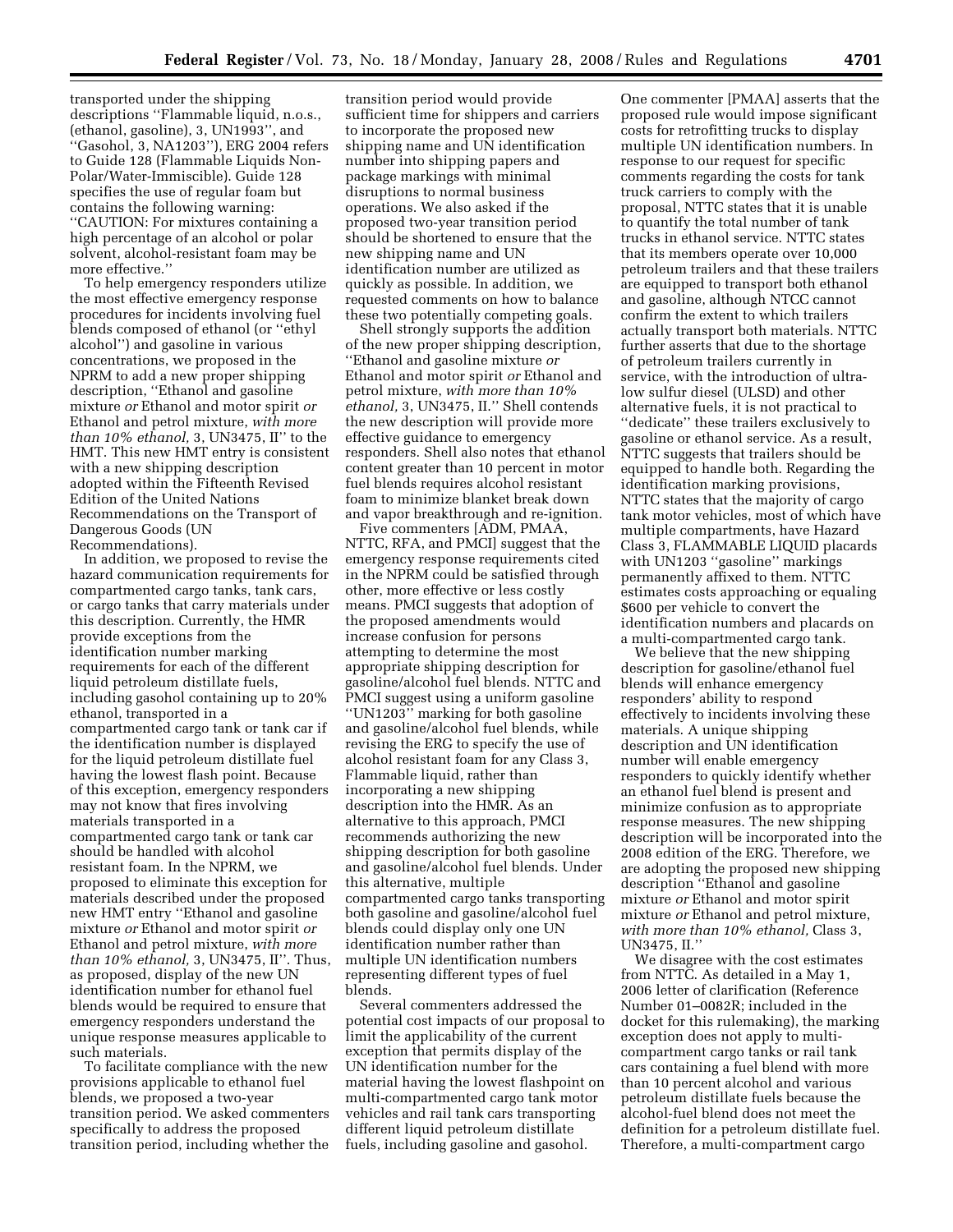transported under the shipping descriptions ''Flammable liquid, n.o.s., (ethanol, gasoline), 3, UN1993'', and ''Gasohol, 3, NA1203''), ERG 2004 refers to Guide 128 (Flammable Liquids Non-Polar/Water-Immiscible). Guide 128 specifies the use of regular foam but contains the following warning: ''CAUTION: For mixtures containing a high percentage of an alcohol or polar solvent, alcohol-resistant foam may be more effective.''

To help emergency responders utilize the most effective emergency response procedures for incidents involving fuel blends composed of ethanol (or ''ethyl alcohol'') and gasoline in various concentrations, we proposed in the NPRM to add a new proper shipping description, ''Ethanol and gasoline mixture *or* Ethanol and motor spirit *or* Ethanol and petrol mixture, *with more than 10% ethanol,* 3, UN3475, II'' to the HMT. This new HMT entry is consistent with a new shipping description adopted within the Fifteenth Revised Edition of the United Nations Recommendations on the Transport of Dangerous Goods (UN Recommendations).

In addition, we proposed to revise the hazard communication requirements for compartmented cargo tanks, tank cars, or cargo tanks that carry materials under this description. Currently, the HMR provide exceptions from the identification number marking requirements for each of the different liquid petroleum distillate fuels, including gasohol containing up to 20% ethanol, transported in a compartmented cargo tank or tank car if the identification number is displayed for the liquid petroleum distillate fuel having the lowest flash point. Because of this exception, emergency responders may not know that fires involving materials transported in a compartmented cargo tank or tank car should be handled with alcohol resistant foam. In the NPRM, we proposed to eliminate this exception for materials described under the proposed new HMT entry ''Ethanol and gasoline mixture *or* Ethanol and motor spirit *or* Ethanol and petrol mixture, *with more than 10% ethanol,* 3, UN3475, II''. Thus, as proposed, display of the new UN identification number for ethanol fuel blends would be required to ensure that emergency responders understand the unique response measures applicable to such materials.

To facilitate compliance with the new provisions applicable to ethanol fuel blends, we proposed a two-year transition period. We asked commenters specifically to address the proposed transition period, including whether the transition period would provide sufficient time for shippers and carriers to incorporate the proposed new shipping name and UN identification number into shipping papers and package markings with minimal disruptions to normal business operations. We also asked if the proposed two-year transition period should be shortened to ensure that the new shipping name and UN identification number are utilized as quickly as possible. In addition, we requested comments on how to balance these two potentially competing goals.

Shell strongly supports the addition of the new proper shipping description, ''Ethanol and gasoline mixture *or* Ethanol and motor spirit *or* Ethanol and petrol mixture, *with more than 10% ethanol,* 3, UN3475, II.'' Shell contends the new description will provide more effective guidance to emergency responders. Shell also notes that ethanol content greater than 10 percent in motor fuel blends requires alcohol resistant foam to minimize blanket break down and vapor breakthrough and re-ignition.

Five commenters [ADM, PMAA, NTTC, RFA, and PMCI] suggest that the emergency response requirements cited in the NPRM could be satisfied through other, more effective or less costly means. PMCI suggests that adoption of the proposed amendments would increase confusion for persons attempting to determine the most appropriate shipping description for gasoline/alcohol fuel blends. NTTC and PMCI suggest using a uniform gasoline ''UN1203'' marking for both gasoline and gasoline/alcohol fuel blends, while revising the ERG to specify the use of alcohol resistant foam for any Class 3, Flammable liquid, rather than incorporating a new shipping description into the HMR. As an alternative to this approach, PMCI recommends authorizing the new shipping description for both gasoline and gasoline/alcohol fuel blends. Under this alternative, multiple compartmented cargo tanks transporting both gasoline and gasoline/alcohol fuel blends could display only one UN identification number rather than multiple UN identification numbers representing different types of fuel blends.

Several commenters addressed the potential cost impacts of our proposal to limit the applicability of the current exception that permits display of the UN identification number for the material having the lowest flashpoint on multi-compartmented cargo tank motor vehicles and rail tank cars transporting different liquid petroleum distillate fuels, including gasoline and gasohol.

One commenter [PMAA] asserts that the proposed rule would impose significant costs for retrofitting trucks to display multiple UN identification numbers. In response to our request for specific comments regarding the costs for tank truck carriers to comply with the proposal, NTTC states that it is unable to quantify the total number of tank trucks in ethanol service. NTTC states that its members operate over 10,000 petroleum trailers and that these trailers are equipped to transport both ethanol and gasoline, although NTCC cannot confirm the extent to which trailers actually transport both materials. NTTC further asserts that due to the shortage of petroleum trailers currently in service, with the introduction of ultra-low sulfur diesel (ULSD) and other alternative fuels, it is not practical to ''dedicate'' these trailers exclusively to gasoline or ethanol service. As a result, NTTC suggests that trailers should be equipped to handle both. Regarding the identification marking provisions, NTTC states that the majority of cargo tank motor vehicles, most of which have multiple compartments, have Hazard Class 3, FLAMMABLE LIQUID placards with UN1203 ''gasoline'' markings permanently affixed to them. NTTC estimates costs approaching or equaling $600 per vehicle to convert the identification numbers and placards on a multi-compartmented cargo tank.

We believe that the new shipping description for gasoline/ethanol fuel blends will enhance emergency responders' ability to respond effectively to incidents involving these materials. A unique shipping description and UN identification number will enable emergency responders to quickly identify whether an ethanol fuel blend is present and minimize confusion as to appropriate response measures. The new shipping description will be incorporated into the 2008 edition of the ERG. Therefore, we are adopting the proposed new shipping description ''Ethanol and gasoline mixture *or* Ethanol and motor spirit mixture *or* Ethanol and petrol mixture, *with more than 10% ethanol,* Class 3, UN3475, II.''

We disagree with the cost estimates from NTTC. As detailed in a May 1, 2006 letter of clarification (Reference Number 01–0082R; included in the docket for this rulemaking), the marking exception does not apply to multi-compartment cargo tanks or rail tank cars containing a fuel blend with more than 10 percent alcohol and various petroleum distillate fuels because the alcohol-fuel blend does not meet the definition for a petroleum distillate fuel. Therefore, a multi-compartment cargo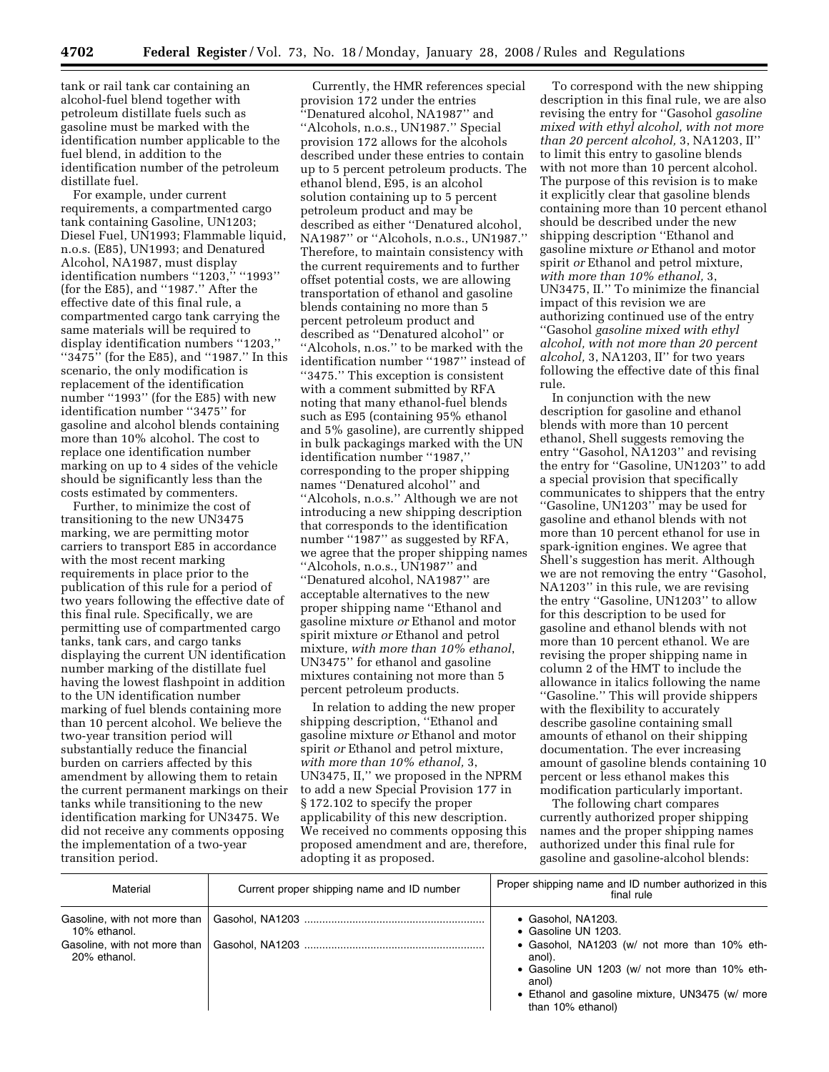tank or rail tank car containing an alcohol-fuel blend together with petroleum distillate fuels such as gasoline must be marked with the identification number applicable to the fuel blend, in addition to the identification number of the petroleum distillate fuel.

For example, under current requirements, a compartmented cargo tank containing Gasoline, UN1203; Diesel Fuel, UN1993; Flammable liquid, n.o.s. (E85), UN1993; and Denatured Alcohol, NA1987, must display identification numbers ''1203,'' ''1993'' (for the E85), and ''1987.'' After the effective date of this final rule, a compartmented cargo tank carrying the same materials will be required to display identification numbers ''1203,'' ''3475'' (for the E85), and ''1987.'' In this scenario, the only modification is replacement of the identification number ''1993'' (for the E85) with new identification number ''3475'' for gasoline and alcohol blends containing more than 10% alcohol. The cost to replace one identification number marking on up to 4 sides of the vehicle should be significantly less than the costs estimated by commenters.

Further, to minimize the cost of transitioning to the new UN3475 marking, we are permitting motor carriers to transport E85 in accordance with the most recent marking requirements in place prior to the publication of this rule for a period of two years following the effective date of this final rule. Specifically, we are permitting use of compartmented cargo tanks, tank cars, and cargo tanks displaying the current UN identification number marking of the distillate fuel having the lowest flashpoint in addition to the UN identification number marking of fuel blends containing more than 10 percent alcohol. We believe the two-year transition period will substantially reduce the financial burden on carriers affected by this amendment by allowing them to retain the current permanent markings on their tanks while transitioning to the new identification marking for UN3475. We did not receive any comments opposing the implementation of a two-year transition period.

Currently, the HMR references special provision 172 under the entries ''Denatured alcohol, NA1987'' and ''Alcohols, n.o.s., UN1987.'' Special provision 172 allows for the alcohols described under these entries to contain up to 5 percent petroleum products. The ethanol blend, E95, is an alcohol solution containing up to 5 percent petroleum product and may be described as either ''Denatured alcohol, NA1987'' or ''Alcohols, n.o.s., UN1987.'' Therefore, to maintain consistency with the current requirements and to further offset potential costs, we are allowing transportation of ethanol and gasoline blends containing no more than 5 percent petroleum product and described as ''Denatured alcohol'' or ''Alcohols, n.os.'' to be marked with the identification number ''1987'' instead of ''3475.'' This exception is consistent with a comment submitted by RFA noting that many ethanol-fuel blends such as E95 (containing 95% ethanol and 5% gasoline), are currently shipped in bulk packagings marked with the UN identification number ''1987,'' corresponding to the proper shipping names ''Denatured alcohol'' and ''Alcohols, n.o.s.'' Although we are not introducing a new shipping description that corresponds to the identification number ''1987'' as suggested by RFA, we agree that the proper shipping names ''Alcohols, n.o.s., UN1987'' and ''Denatured alcohol, NA1987'' are acceptable alternatives to the new proper shipping name ''Ethanol and gasoline mixture *or* Ethanol and motor spirit mixture *or* Ethanol and petrol mixture, *with more than 10% ethanol*, UN3475'' for ethanol and gasoline mixtures containing not more than 5 percent petroleum products.

In relation to adding the new proper shipping description, ''Ethanol and gasoline mixture *or* Ethanol and motor spirit *or* Ethanol and petrol mixture, *with more than 10% ethanol,* 3, UN3475, II,'' we proposed in the NPRM to add a new Special Provision 177 in § 172.102 to specify the proper applicability of this new description. We received no comments opposing this proposed amendment and are, therefore, adopting it as proposed.

To correspond with the new shipping description in this final rule, we are also revising the entry for ''Gasohol *gasoline mixed with ethyl alcohol, with not more than 20 percent alcohol,* 3, NA1203, II'' to limit this entry to gasoline blends with not more than 10 percent alcohol. The purpose of this revision is to make it explicitly clear that gasoline blends containing more than 10 percent ethanol should be described under the new shipping description ''Ethanol and gasoline mixture *or* Ethanol and motor spirit *or* Ethanol and petrol mixture, *with more than 10% ethanol,* 3, UN3475, II.'' To minimize the financial impact of this revision we are authorizing continued use of the entry ''Gasohol *gasoline mixed with ethyl alcohol, with not more than 20 percent alcohol,* 3, NA1203, II'' for two years following the effective date of this final rule.

In conjunction with the new description for gasoline and ethanol blends with more than 10 percent ethanol, Shell suggests removing the entry ''Gasohol, NA1203'' and revising the entry for ''Gasoline, UN1203'' to add a special provision that specifically communicates to shippers that the entry ''Gasoline, UN1203'' may be used for gasoline and ethanol blends with not more than 10 percent ethanol for use in spark-ignition engines. We agree that Shell's suggestion has merit. Although we are not removing the entry ''Gasohol, NA1203'' in this rule, we are revising the entry ''Gasoline, UN1203'' to allow for this description to be used for gasoline and ethanol blends with not more than 10 percent ethanol. We are revising the proper shipping name in column 2 of the HMT to include the allowance in italics following the name ''Gasoline.'' This will provide shippers with the flexibility to accurately describe gasoline containing small amounts of ethanol on their shipping documentation. The ever increasing amount of gasoline blends containing 10 percent or less ethanol makes this modification particularly important.

The following chart compares currently authorized proper shipping names and the proper shipping names authorized under this final rule for gasoline and gasoline-alcohol blends:

| Material | Current proper shipping name and ID number | Proper shipping name and ID number authorized in this final rule |
|---|---|---|
| Gasoline, with not more than 10% ethanol. | Gasohol, NA1203 | • Gasohol, NA1203.<br>• Gasoline UN 1203. |
| Gasoline, with not more than 20% ethanol. | Gasohol, NA1203 | • Gasohol, NA1203 (w/ not more than 10% ethanol).<br>• Gasoline UN 1203 (w/ not more than 10% ethanol)<br>• Ethanol and gasoline mixture, UN3475 (w/ more than 10% ethanol) |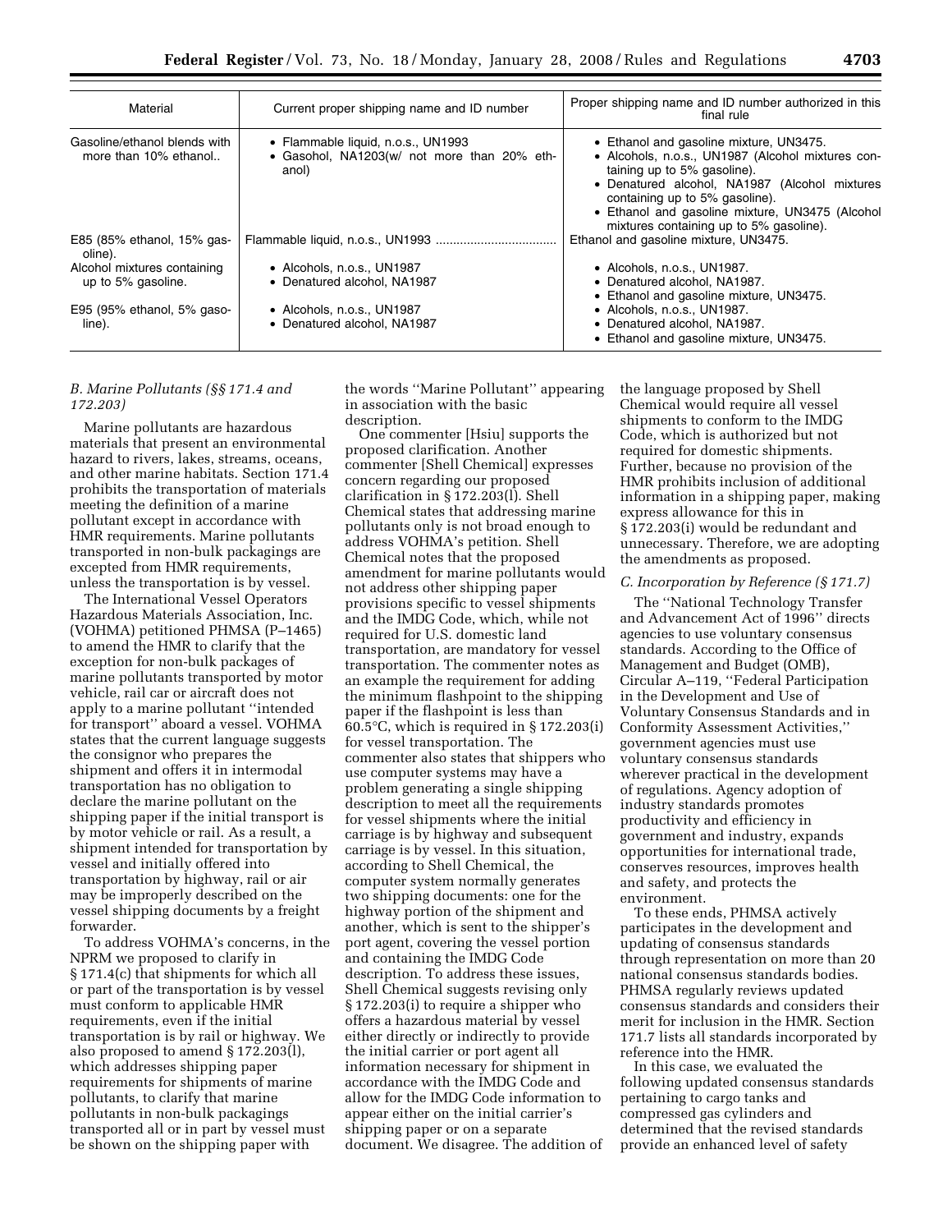| Material | Current proper shipping name and ID number | Proper shipping name and ID number authorized in this final rule |
|---|---|---|
| Gasoline/ethanol blends with more than 10% ethanol.. | • Flammable liquid, n.o.s., UN1993<br>• Gasohol, NA1203(w/ not more than 20% ethanol) | • Ethanol and gasoline mixture, UN3475.<br>• Alcohols, n.o.s., UN1987 (Alcohol mixtures containing up to 5% gasoline).<br>• Denatured alcohol, NA1987 (Alcohol mixtures containing up to 5% gasoline).<br>• Ethanol and gasoline mixture, UN3475 (Alcohol mixtures containing up to 5% gasoline). |
| E85 (85% ethanol, 15% gasoline). | Flammable liquid, n.o.s., UN1993 .................................. | Ethanol and gasoline mixture, UN3475. |
| Alcohol mixtures containing up to 5% gasoline. | • Alcohols, n.o.s., UN1987<br>• Denatured alcohol, NA1987 | • Alcohols, n.o.s., UN1987.<br>• Denatured alcohol, NA1987.<br>• Ethanol and gasoline mixture, UN3475. |
| E95 (95% ethanol, 5% gasoline). | • Alcohols, n.o.s., UN1987<br>• Denatured alcohol, NA1987 | • Alcohols, n.o.s., UN1987.<br>• Denatured alcohol, NA1987.<br>• Ethanol and gasoline mixture, UN3475. |

### *B. Marine Pollutants (§§ 171.4 and 172.203)*

Marine pollutants are hazardous materials that present an environmental hazard to rivers, lakes, streams, oceans, and other marine habitats. Section 171.4 prohibits the transportation of materials meeting the definition of a marine pollutant except in accordance with HMR requirements. Marine pollutants transported in non-bulk packagings are excepted from HMR requirements, unless the transportation is by vessel.

The International Vessel Operators Hazardous Materials Association, Inc. (VOHMA) petitioned PHMSA (P–1465) to amend the HMR to clarify that the exception for non-bulk packages of marine pollutants transported by motor vehicle, rail car or aircraft does not apply to a marine pollutant "intended for transport" aboard a vessel. VOHMA states that the current language suggests the consignor who prepares the shipment and offers it in intermodal transportation has no obligation to declare the marine pollutant on the shipping paper if the initial transport is by motor vehicle or rail. As a result, a shipment intended for transportation by vessel and initially offered into transportation by highway, rail or air may be improperly described on the vessel shipping documents by a freight forwarder.

To address VOHMA's concerns, in the NPRM we proposed to clarify in § 171.4(c) that shipments for which all or part of the transportation is by vessel must conform to applicable HMR requirements, even if the initial transportation is by rail or highway. We also proposed to amend § 172.203(l), which addresses shipping paper requirements for shipments of marine pollutants, to clarify that marine pollutants in non-bulk packagings transported all or in part by vessel must be shown on the shipping paper with the words "Marine Pollutant" appearing in association with the basic description.

One commenter [Hsiu] supports the proposed clarification. Another commenter [Shell Chemical] expresses concern regarding our proposed clarification in § 172.203(l). Shell Chemical states that addressing marine pollutants only is not broad enough to address VOHMA's petition. Shell Chemical notes that the proposed amendment for marine pollutants would not address other shipping paper provisions specific to vessel shipments and the IMDG Code, which, while not required for U.S. domestic land transportation, are mandatory for vessel transportation. The commenter notes as an example the requirement for adding the minimum flashpoint to the shipping paper if the flashpoint is less than 60.5°C, which is required in § 172.203(i) for vessel transportation. The commenter also states that shippers who use computer systems may have a problem generating a single shipping description to meet all the requirements for vessel shipments where the initial carriage is by highway and subsequent carriage is by vessel. In this situation, according to Shell Chemical, the computer system normally generates two shipping documents: one for the highway portion of the shipment and another, which is sent to the shipper's port agent, covering the vessel portion and containing the IMDG Code description. To address these issues, Shell Chemical suggests revising only § 172.203(i) to require a shipper who offers a hazardous material by vessel either directly or indirectly to provide the initial carrier or port agent all information necessary for shipment in accordance with the IMDG Code and allow for the IMDG Code information to appear either on the initial carrier's shipping paper or on a separate document. We disagree. The addition of the language proposed by Shell Chemical would require all vessel shipments to conform to the IMDG Code, which is authorized but not required for domestic shipments. Further, because no provision of the HMR prohibits inclusion of additional information in a shipping paper, making express allowance for this in § 172.203(i) would be redundant and unnecessary. Therefore, we are adopting the amendments as proposed.

### *C. Incorporation by Reference (§ 171.7)*

The "National Technology Transfer and Advancement Act of 1996" directs agencies to use voluntary consensus standards. According to the Office of Management and Budget (OMB), Circular A–119, "Federal Participation in the Development and Use of Voluntary Consensus Standards and in Conformity Assessment Activities," government agencies must use voluntary consensus standards wherever practical in the development of regulations. Agency adoption of industry standards promotes productivity and efficiency in government and industry, expands opportunities for international trade, conserves resources, improves health and safety, and protects the environment.

To these ends, PHMSA actively participates in the development and updating of consensus standards through representation on more than 20 national consensus standards bodies. PHMSA regularly reviews updated consensus standards and considers their merit for inclusion in the HMR. Section 171.7 lists all standards incorporated by reference into the HMR.

In this case, we evaluated the following updated consensus standards pertaining to cargo tanks and compressed gas cylinders and determined that the revised standards provide an enhanced level of safety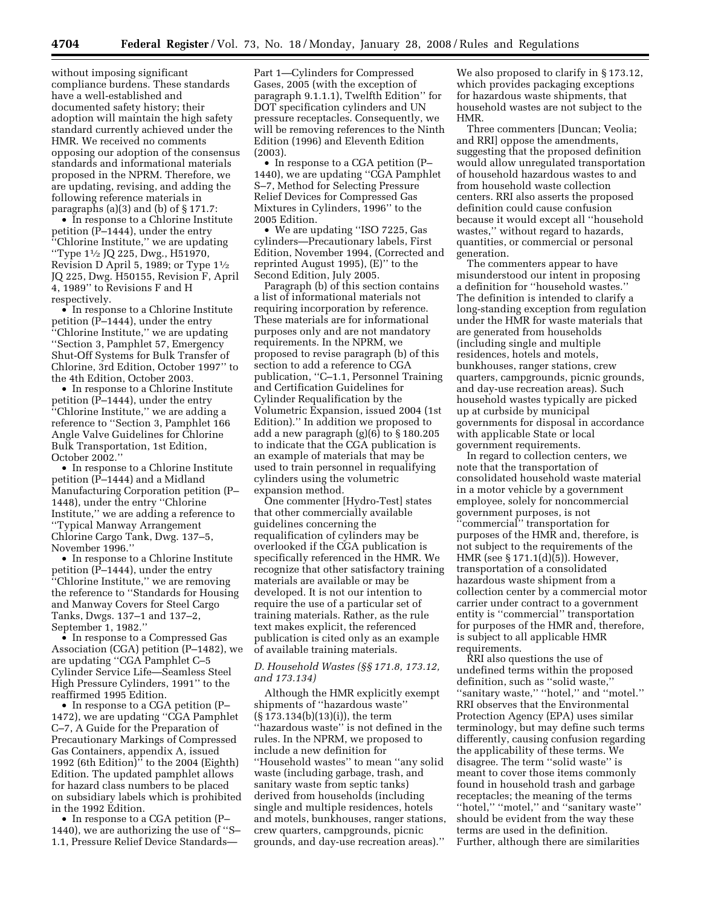without imposing significant compliance burdens. These standards have a well-established and documented safety history; their adoption will maintain the high safety standard currently achieved under the HMR. We received no comments opposing our adoption of the consensus standards and informational materials proposed in the NPRM. Therefore, we are updating, revising, and adding the following reference materials in paragraphs (a)(3) and (b) of § 171.7:

- In response to a Chlorine Institute petition (P–1444), under the entry ''Chlorine Institute,'' we are updating ''Type 1½ JQ 225, Dwg., H51970, Revision D April 5, 1989; or Type 1½ JQ 225, Dwg. H50155, Revision F, April 4, 1989'' to Revisions F and H respectively.
- In response to a Chlorine Institute petition (P–1444), under the entry ''Chlorine Institute,'' we are updating ''Section 3, Pamphlet 57, Emergency Shut-Off Systems for Bulk Transfer of Chlorine, 3rd Edition, October 1997'' to the 4th Edition, October 2003.
- In response to a Chlorine Institute petition (P–1444), under the entry ''Chlorine Institute,'' we are adding a reference to ''Section 3, Pamphlet 166 Angle Valve Guidelines for Chlorine Bulk Transportation, 1st Edition, October 2002.''
- In response to a Chlorine Institute petition (P–1444) and a Midland Manufacturing Corporation petition (P–1448), under the entry ''Chlorine Institute,'' we are adding a reference to ''Typical Manway Arrangement Chlorine Cargo Tank, Dwg. 137–5, November 1996.''
- In response to a Chlorine Institute petition (P–1444), under the entry ''Chlorine Institute,'' we are removing the reference to ''Standards for Housing and Manway Covers for Steel Cargo Tanks, Dwgs. 137–1 and 137–2, September 1, 1982.''
- In response to a Compressed Gas Association (CGA) petition (P–1482), we are updating ''CGA Pamphlet C–5 Cylinder Service Life—Seamless Steel High Pressure Cylinders, 1991'' to the reaffirmed 1995 Edition.
- In response to a CGA petition (P–1472), we are updating ''CGA Pamphlet C–7, A Guide for the Preparation of Precautionary Markings of Compressed Gas Containers, appendix A, issued 1992 (6th Edition)'' to the 2004 (Eighth) Edition. The updated pamphlet allows for hazard class numbers to be placed on subsidiary labels which is prohibited in the 1992 Edition.
- In response to a CGA petition (P–1440), we are authorizing the use of ''S–1.1, Pressure Relief Device Standards—Part 1—Cylinders for Compressed Gases, 2005 (with the exception of paragraph 9.1.1.1), Twelfth Edition'' for DOT specification cylinders and UN pressure receptacles. Consequently, we will be removing references to the Ninth Edition (1996) and Eleventh Edition (2003).
- In response to a CGA petition (P–1440), we are updating ''CGA Pamphlet S–7, Method for Selecting Pressure Relief Devices for Compressed Gas Mixtures in Cylinders, 1996'' to the 2005 Edition.
- We are updating ''ISO 7225, Gas cylinders—Precautionary labels, First Edition, November 1994, (Corrected and reprinted August 1995), (E)'' to the Second Edition, July 2005.

Paragraph (b) of this section contains a list of informational materials not requiring incorporation by reference. These materials are for informational purposes only and are not mandatory requirements. In the NPRM, we proposed to revise paragraph (b) of this section to add a reference to CGA publication, ''C–1.1, Personnel Training and Certification Guidelines for Cylinder Requalification by the Volumetric Expansion, issued 2004 (1st Edition).'' In addition we proposed to add a new paragraph (g)(6) to § 180.205 to indicate that the CGA publication is an example of materials that may be used to train personnel in requalifying cylinders using the volumetric expansion method.

One commenter [Hydro-Test] states that other commercially available guidelines concerning the requalification of cylinders may be overlooked if the CGA publication is specifically referenced in the HMR. We recognize that other satisfactory training materials are available or may be developed. It is not our intention to require the use of a particular set of training materials. Rather, as the rule text makes explicit, the referenced publication is cited only as an example of available training materials.

*D. Household Wastes (§§ 171.8, 173.12, and 173.134)*

Although the HMR explicitly exempt shipments of ''hazardous waste'' (§ 173.134(b)(13)(i)), the term ''hazardous waste'' is not defined in the rules. In the NPRM, we proposed to include a new definition for ''Household wastes'' to mean ''any solid waste (including garbage, trash, and sanitary waste from septic tanks) derived from households (including single and multiple residences, hotels and motels, bunkhouses, ranger stations, crew quarters, campgrounds, picnic grounds, and day-use recreation areas).'' We also proposed to clarify in § 173.12, which provides packaging exceptions for hazardous waste shipments, that household wastes are not subject to the HMR.

Three commenters [Duncan; Veolia; and RRI] oppose the amendments, suggesting that the proposed definition would allow unregulated transportation of household hazardous wastes to and from household waste collection centers. RRI also asserts the proposed definition could cause confusion because it would except all ''household wastes,'' without regard to hazards, quantities, or commercial or personal generation.

The commenters appear to have misunderstood our intent in proposing a definition for ''household wastes.'' The definition is intended to clarify a long-standing exception from regulation under the HMR for waste materials that are generated from households (including single and multiple residences, hotels and motels, bunkhouses, ranger stations, crew quarters, campgrounds, picnic grounds, and day-use recreation areas). Such household wastes typically are picked up at curbside by municipal governments for disposal in accordance with applicable State or local government requirements.

In regard to collection centers, we note that the transportation of consolidated household waste material in a motor vehicle by a government employee, solely for noncommercial government purposes, is not ''commercial'' transportation for purposes of the HMR and, therefore, is not subject to the requirements of the HMR (see § 171.1(d)(5)). However, transportation of a consolidated hazardous waste shipment from a collection center by a commercial motor carrier under contract to a government entity is ''commercial'' transportation for purposes of the HMR and, therefore, is subject to all applicable HMR requirements.

RRI also questions the use of undefined terms within the proposed definition, such as ''solid waste,'' ''sanitary waste,'' ''hotel,'' and ''motel.'' RRI observes that the Environmental Protection Agency (EPA) uses similar terminology, but may define such terms differently, causing confusion regarding the applicability of these terms. We disagree. The term ''solid waste'' is meant to cover those items commonly found in household trash and garbage receptacles; the meaning of the terms ''hotel,'' ''motel,'' and ''sanitary waste'' should be evident from the way these terms are used in the definition. Further, although there are similarities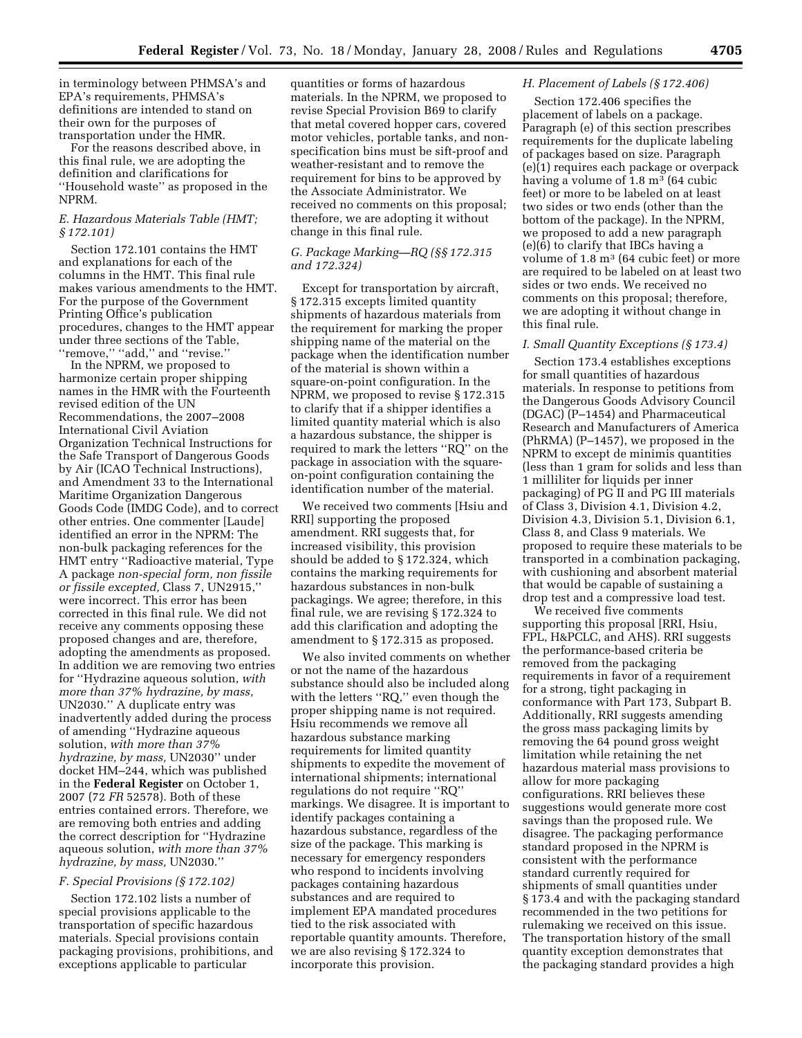in terminology between PHMSA's and EPA's requirements, PHMSA's definitions are intended to stand on their own for the purposes of transportation under the HMR.

For the reasons described above, in this final rule, we are adopting the definition and clarifications for ''Household waste'' as proposed in the NPRM.

### *E. Hazardous Materials Table (HMT; § 172.101)*

Section 172.101 contains the HMT and explanations for each of the columns in the HMT. This final rule makes various amendments to the HMT. For the purpose of the Government Printing Office's publication procedures, changes to the HMT appear under three sections of the Table, ''remove,'' ''add,'' and ''revise.''

In the NPRM, we proposed to harmonize certain proper shipping names in the HMR with the Fourteenth revised edition of the UN Recommendations, the 2007–2008 International Civil Aviation Organization Technical Instructions for the Safe Transport of Dangerous Goods by Air (ICAO Technical Instructions), and Amendment 33 to the International Maritime Organization Dangerous Goods Code (IMDG Code), and to correct other entries. One commenter [Laude] identified an error in the NPRM: The non-bulk packaging references for the HMT entry ''Radioactive material, Type A package *non-special form, non fissile or fissile excepted,* Class 7, UN2915,'' were incorrect. This error has been corrected in this final rule. We did not receive any comments opposing these proposed changes and are, therefore, adopting the amendments as proposed. In addition we are removing two entries for ''Hydrazine aqueous solution, *with more than 37% hydrazine, by mass,* UN2030.'' A duplicate entry was inadvertently added during the process of amending ''Hydrazine aqueous solution, *with more than 37% hydrazine, by mass,* UN2030'' under docket HM–244, which was published in the **Federal Register** on October 1, 2007 (72 *FR* 52578). Both of these entries contained errors. Therefore, we are removing both entries and adding the correct description for ''Hydrazine aqueous solution, *with more than 37% hydrazine, by mass,* UN2030.''

### *F. Special Provisions (§ 172.102)*

Section 172.102 lists a number of special provisions applicable to the transportation of specific hazardous materials. Special provisions contain packaging provisions, prohibitions, and exceptions applicable to particular quantities or forms of hazardous materials. In the NPRM, we proposed to revise Special Provision B69 to clarify that metal covered hopper cars, covered motor vehicles, portable tanks, and non-specification bins must be sift-proof and weather-resistant and to remove the requirement for bins to be approved by the Associate Administrator. We received no comments on this proposal; therefore, we are adopting it without change in this final rule.

### *G. Package Marking—RQ (§§ 172.315 and 172.324)*

Except for transportation by aircraft, § 172.315 excepts limited quantity shipments of hazardous materials from the requirement for marking the proper shipping name of the material on the package when the identification number of the material is shown within a square-on-point configuration. In the NPRM, we proposed to revise § 172.315 to clarify that if a shipper identifies a limited quantity material which is also a hazardous substance, the shipper is required to mark the letters ''RQ'' on the package in association with the square-on-point configuration containing the identification number of the material.

We received two comments [Hsiu and RRI] supporting the proposed amendment. RRI suggests that, for increased visibility, this provision should be added to § 172.324, which contains the marking requirements for hazardous substances in non-bulk packagings. We agree; therefore, in this final rule, we are revising § 172.324 to add this clarification and adopting the amendment to § 172.315 as proposed.

We also invited comments on whether or not the name of the hazardous substance should also be included along with the letters ''RQ,'' even though the proper shipping name is not required. Hsiu recommends we remove all hazardous substance marking requirements for limited quantity shipments to expedite the movement of international shipments; international regulations do not require ''RQ'' markings. We disagree. It is important to identify packages containing a hazardous substance, regardless of the size of the package. This marking is necessary for emergency responders who respond to incidents involving packages containing hazardous substances and are required to implement EPA mandated procedures tied to the risk associated with reportable quantity amounts. Therefore, we are also revising § 172.324 to incorporate this provision.

### *H. Placement of Labels (§ 172.406)*

Section 172.406 specifies the placement of labels on a package. Paragraph (e) of this section prescribes requirements for the duplicate labeling of packages based on size. Paragraph (e)(1) requires each package or overpack having a volume of 1.8 $m^3$ (64 cubic feet) or more to be labeled on at least two sides or two ends (other than the bottom of the package). In the NPRM, we proposed to add a new paragraph (e)(6) to clarify that IBCs having a volume of 1.8 $m^3$ (64 cubic feet) or more are required to be labeled on at least two sides or two ends. We received no comments on this proposal; therefore, we are adopting it without change in this final rule.

### *I. Small Quantity Exceptions (§ 173.4)*

Section 173.4 establishes exceptions for small quantities of hazardous materials. In response to petitions from the Dangerous Goods Advisory Council (DGAC) (P–1454) and Pharmaceutical Research and Manufacturers of America (PhRMA) (P–1457), we proposed in the NPRM to except de minimis quantities (less than 1 gram for solids and less than 1 milliliter for liquids per inner packaging) of PG II and PG III materials of Class 3, Division 4.1, Division 4.2, Division 4.3, Division 5.1, Division 6.1, Class 8, and Class 9 materials. We proposed to require these materials to be transported in a combination packaging, with cushioning and absorbent material that would be capable of sustaining a drop test and a compressive load test.

We received five comments supporting this proposal [RRI, Hsiu, FPL, H&PCLC, and AHS]. RRI suggests the performance-based criteria be removed from the packaging requirements in favor of a requirement for a strong, tight packaging in conformance with Part 173, Subpart B. Additionally, RRI suggests amending the gross mass packaging limits by removing the 64 pound gross weight limitation while retaining the net hazardous material mass provisions to allow for more packaging configurations. RRI believes these suggestions would generate more cost savings than the proposed rule. We disagree. The packaging performance standard proposed in the NPRM is consistent with the performance standard currently required for shipments of small quantities under § 173.4 and with the packaging standard recommended in the two petitions for rulemaking we received on this issue. The transportation history of the small quantity exception demonstrates that the packaging standard provides a high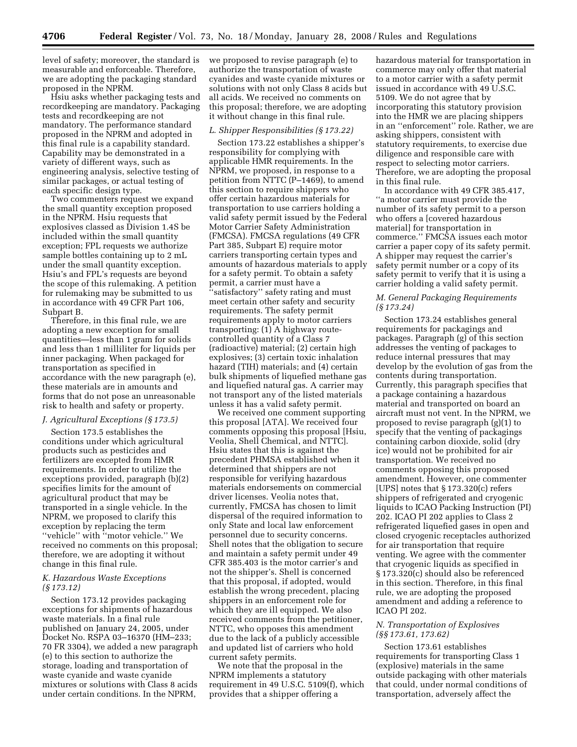level of safety; moreover, the standard is measurable and enforceable. Therefore, we are adopting the packaging standard proposed in the NPRM.

Hsiu asks whether packaging tests and recordkeeping are mandatory. Packaging tests and recordkeeping are not mandatory. The performance standard proposed in the NPRM and adopted in this final rule is a capability standard. Capability may be demonstrated in a variety of different ways, such as engineering analysis, selective testing of similar packages, or actual testing of each specific design type.

Two commenters request we expand the small quantity exception proposed in the NPRM. Hsiu requests that explosives classed as Division 1.4S be included within the small quantity exception; FPL requests we authorize sample bottles containing up to 2 mL under the small quantity exception. Hsiu's and FPL's requests are beyond the scope of this rulemaking. A petition for rulemaking may be submitted to us in accordance with 49 CFR Part 106, Subpart B.

Therefore, in this final rule, we are adopting a new exception for small quantities—less than 1 gram for solids and less than 1 milliliter for liquids per inner packaging. When packaged for transportation as specified in accordance with the new paragraph (e), these materials are in amounts and forms that do not pose an unreasonable risk to health and safety or property.

### J. Agricultural Exceptions (§ 173.5)

Section 173.5 establishes the conditions under which agricultural products such as pesticides and fertilizers are excepted from HMR requirements. In order to utilize the exceptions provided, paragraph (b)(2) specifies limits for the amount of agricultural product that may be transported in a single vehicle. In the NPRM, we proposed to clarify this exception by replacing the term "vehicle" with "motor vehicle." We received no comments on this proposal; therefore, we are adopting it without change in this final rule.

### K. Hazardous Waste Exceptions (§ 173.12)

Section 173.12 provides packaging exceptions for shipments of hazardous waste materials. In a final rule published on January 24, 2005, under Docket No. RSPA 03–16370 (HM–233; 70 FR 3304), we added a new paragraph (e) to this section to authorize the storage, loading and transportation of waste cyanide and waste cyanide mixtures or solutions with Class 8 acids under certain conditions. In the NPRM, we proposed to revise paragraph (e) to authorize the transportation of waste cyanides and waste cyanide mixtures or solutions with not only Class 8 acids but all acids. We received no comments on this proposal; therefore, we are adopting it without change in this final rule.

### L. Shipper Responsibilities (§ 173.22)

Section 173.22 establishes a shipper's responsibility for complying with applicable HMR requirements. In the NPRM, we proposed, in response to a petition from NTTC (P–1469), to amend this section to require shippers who offer certain hazardous materials for transportation to use carriers holding a valid safety permit issued by the Federal Motor Carrier Safety Administration (FMCSA). FMCSA regulations (49 CFR Part 385, Subpart E) require motor carriers transporting certain types and amounts of hazardous materials to apply for a safety permit. To obtain a safety permit, a carrier must have a "satisfactory" safety rating and must meet certain other safety and security requirements. The safety permit requirements apply to motor carriers transporting: (1) A highway route-controlled quantity of a Class 7 (radioactive) material; (2) certain high explosives; (3) certain toxic inhalation hazard (TIH) materials; and (4) certain bulk shipments of liquefied methane gas and liquefied natural gas. A carrier may not transport any of the listed materials unless it has a valid safety permit.

We received one comment supporting this proposal [ATA]. We received four comments opposing this proposal [Hsiu, Veolia, Shell Chemical, and NTTC]. Hsiu states that this is against the precedent PHMSA established when it determined that shippers are not responsible for verifying hazardous materials endorsements on commercial driver licenses. Veolia notes that, currently, FMCSA has chosen to limit dispersal of the required information to only State and local law enforcement personnel due to security concerns. Shell notes that the obligation to secure and maintain a safety permit under 49 CFR 385.403 is the motor carrier's and not the shipper's. Shell is concerned that this proposal, if adopted, would establish the wrong precedent, placing shippers in an enforcement role for which they are ill equipped. We also received comments from the petitioner, NTTC, who opposes this amendment due to the lack of a publicly accessible and updated list of carriers who hold current safety permits.

We note that the proposal in the NPRM implements a statutory requirement in 49 U.S.C. 5109(f), which provides that a shipper offering a hazardous material for transportation in commerce may only offer that material to a motor carrier with a safety permit issued in accordance with 49 U.S.C. 5109. We do not agree that by incorporating this statutory provision into the HMR we are placing shippers in an "enforcement" role. Rather, we are asking shippers, consistent with statutory requirements, to exercise due diligence and responsible care with respect to selecting motor carriers. Therefore, we are adopting the proposal in this final rule.

In accordance with 49 CFR 385.417, "a motor carrier must provide the number of its safety permit to a person who offers a [covered hazardous material] for transportation in commerce." FMCSA issues each motor carrier a paper copy of its safety permit. A shipper may request the carrier's safety permit number or a copy of its safety permit to verify that it is using a carrier holding a valid safety permit.

### M. General Packaging Requirements (§ 173.24)

Section 173.24 establishes general requirements for packagings and packages. Paragraph (g) of this section addresses the venting of packages to reduce internal pressures that may develop by the evolution of gas from the contents during transportation. Currently, this paragraph specifies that a package containing a hazardous material and transported on board an aircraft must not vent. In the NPRM, we proposed to revise paragraph (g)(1) to specify that the venting of packagings containing carbon dioxide, solid (dry ice) would not be prohibited for air transportation. We received no comments opposing this proposed amendment. However, one commenter [UPS] notes that § 173.320(c) refers shippers of refrigerated and cryogenic liquids to ICAO Packing Instruction (PI) 202. ICAO PI 202 applies to Class 2 refrigerated liquefied gases in open and closed cryogenic receptacles authorized for air transportation that require venting. We agree with the commenter that cryogenic liquids as specified in § 173.320(c) should also be referenced in this section. Therefore, in this final rule, we are adopting the proposed amendment and adding a reference to ICAO PI 202.

### N. Transportation of Explosives (§§ 173.61, 173.62)

Section 173.61 establishes requirements for transporting Class 1 (explosive) materials in the same outside packaging with other materials that could, under normal conditions of transportation, adversely affect the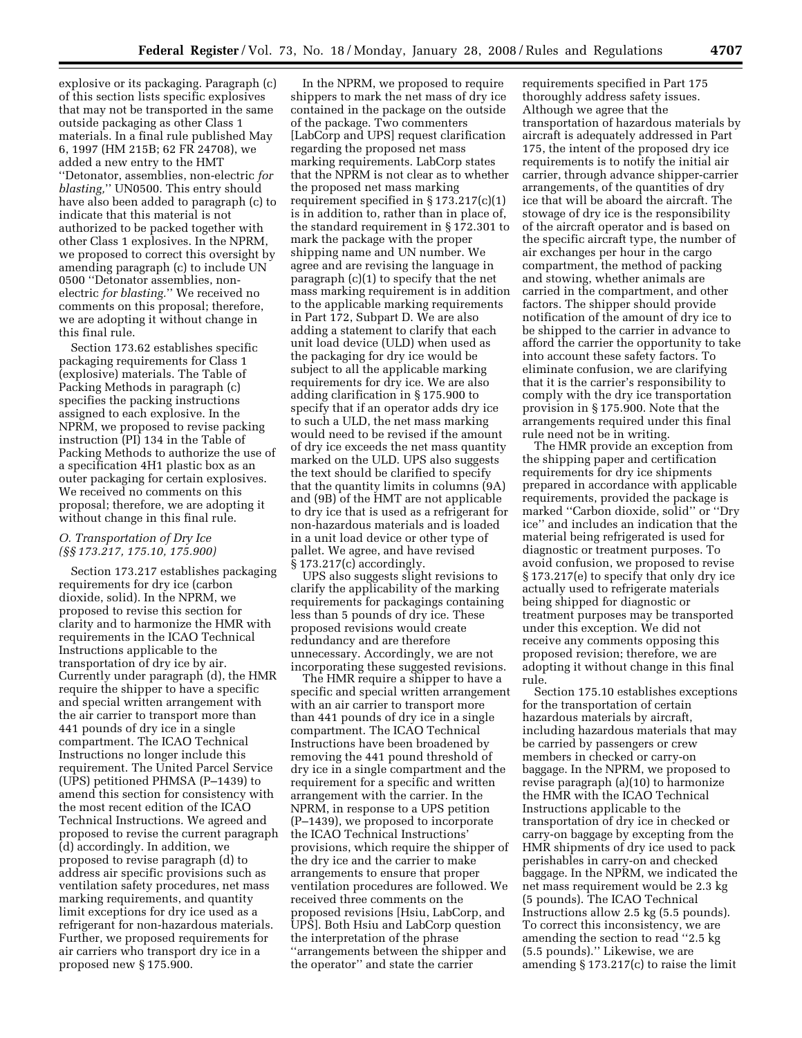explosive or its packaging. Paragraph (c) of this section lists specific explosives that may not be transported in the same outside packaging as other Class 1 materials. In a final rule published May 6, 1997 (HM 215B; 62 FR 24708), we added a new entry to the HMT ''Detonator, assemblies, non-electric *for blasting*,'' UN0500. This entry should have also been added to paragraph (c) to indicate that this material is not authorized to be packed together with other Class 1 explosives. In the NPRM, we proposed to correct this oversight by amending paragraph (c) to include UN 0500 ''Detonator assemblies, non-electric *for blasting*.'' We received no comments on this proposal; therefore, we are adopting it without change in this final rule.

Section 173.62 establishes specific packaging requirements for Class 1 (explosive) materials. The Table of Packing Methods in paragraph (c) specifies the packing instructions assigned to each explosive. In the NPRM, we proposed to revise packing instruction (PI) 134 in the Table of Packing Methods to authorize the use of a specification 4H1 plastic box as an outer packaging for certain explosives. We received no comments on this proposal; therefore, we are adopting it without change in this final rule.

### *O. Transportation of Dry Ice (§§ 173.217, 175.10, 175.900)*

Section 173.217 establishes packaging requirements for dry ice (carbon dioxide, solid). In the NPRM, we proposed to revise this section for clarity and to harmonize the HMR with requirements in the ICAO Technical Instructions applicable to the transportation of dry ice by air. Currently under paragraph (d), the HMR require the shipper to have a specific and special written arrangement with the air carrier to transport more than 441 pounds of dry ice in a single compartment. The ICAO Technical Instructions no longer include this requirement. The United Parcel Service (UPS) petitioned PHMSA (P–1439) to amend this section for consistency with the most recent edition of the ICAO Technical Instructions. We agreed and proposed to revise the current paragraph (d) accordingly. In addition, we proposed to revise paragraph (d) to address air specific provisions such as ventilation safety procedures, net mass marking requirements, and quantity limit exceptions for dry ice used as a refrigerant for non-hazardous materials. Further, we proposed requirements for air carriers who transport dry ice in a proposed new § 175.900.

In the NPRM, we proposed to require shippers to mark the net mass of dry ice contained in the package on the outside of the package. Two commenters [LabCorp and UPS] request clarification regarding the proposed net mass marking requirements. LabCorp states that the NPRM is not clear as to whether the proposed net mass marking requirement specified in § 173.217(c)(1) is in addition to, rather than in place of, the standard requirement in § 172.301 to mark the package with the proper shipping name and UN number. We agree and are revising the language in paragraph (c)(1) to specify that the net mass marking requirement is in addition to the applicable marking requirements in Part 172, Subpart D. We are also adding a statement to clarify that each unit load device (ULD) when used as the packaging for dry ice would be subject to all the applicable marking requirements for dry ice. We are also adding clarification in § 175.900 to specify that if an operator adds dry ice to such a ULD, the net mass marking would need to be revised if the amount of dry ice exceeds the net mass quantity marked on the ULD. UPS also suggests the text should be clarified to specify that the quantity limits in columns (9A) and (9B) of the HMT are not applicable to dry ice that is used as a refrigerant for non-hazardous materials and is loaded in a unit load device or other type of pallet. We agree, and have revised § 173.217(c) accordingly.

UPS also suggests slight revisions to clarify the applicability of the marking requirements for packagings containing less than 5 pounds of dry ice. These proposed revisions would create redundancy and are therefore unnecessary. Accordingly, we are not incorporating these suggested revisions.

The HMR require a shipper to have a specific and special written arrangement with an air carrier to transport more than 441 pounds of dry ice in a single compartment. The ICAO Technical Instructions have been broadened by removing the 441 pound threshold of dry ice in a single compartment and the requirement for a specific and written arrangement with the carrier. In the NPRM, in response to a UPS petition (P–1439), we proposed to incorporate the ICAO Technical Instructions' provisions, which require the shipper of the dry ice and the carrier to make arrangements to ensure that proper ventilation procedures are followed. We received three comments on the proposed revisions [Hsiu, LabCorp, and UPS]. Both Hsiu and LabCorp question the interpretation of the phrase ''arrangements between the shipper and the operator'' and state the carrier requirements specified in Part 175 thoroughly address safety issues. Although we agree that the transportation of hazardous materials by aircraft is adequately addressed in Part 175, the intent of the proposed dry ice requirements is to notify the initial air carrier, through advance shipper-carrier arrangements, of the quantities of dry ice that will be aboard the aircraft. The stowage of dry ice is the responsibility of the aircraft operator and is based on the specific aircraft type, the number of air exchanges per hour in the cargo compartment, the method of packing and stowing, whether animals are carried in the compartment, and other factors. The shipper should provide notification of the amount of dry ice to be shipped to the carrier in advance to afford the carrier the opportunity to take into account these safety factors. To eliminate confusion, we are clarifying that it is the carrier's responsibility to comply with the dry ice transportation provision in § 175.900. Note that the arrangements required under this final rule need not be in writing.

The HMR provide an exception from the shipping paper and certification requirements for dry ice shipments prepared in accordance with applicable requirements, provided the package is marked ''Carbon dioxide, solid'' or ''Dry ice'' and includes an indication that the material being refrigerated is used for diagnostic or treatment purposes. To avoid confusion, we proposed to revise § 173.217(e) to specify that only dry ice actually used to refrigerate materials being shipped for diagnostic or treatment purposes may be transported under this exception. We did not receive any comments opposing this proposed revision; therefore, we are adopting it without change in this final rule.

Section 175.10 establishes exceptions for the transportation of certain hazardous materials by aircraft, including hazardous materials that may be carried by passengers or crew members in checked or carry-on baggage. In the NPRM, we proposed to revise paragraph (a)(10) to harmonize the HMR with the ICAO Technical Instructions applicable to the transportation of dry ice in checked or carry-on baggage by excepting from the HMR shipments of dry ice used to pack perishables in carry-on and checked baggage. In the NPRM, we indicated the net mass requirement would be 2.3 kg (5 pounds). The ICAO Technical Instructions allow 2.5 kg (5.5 pounds). To correct this inconsistency, we are amending the section to read ''2.5 kg (5.5 pounds).'' Likewise, we are amending § 173.217(c) to raise the limit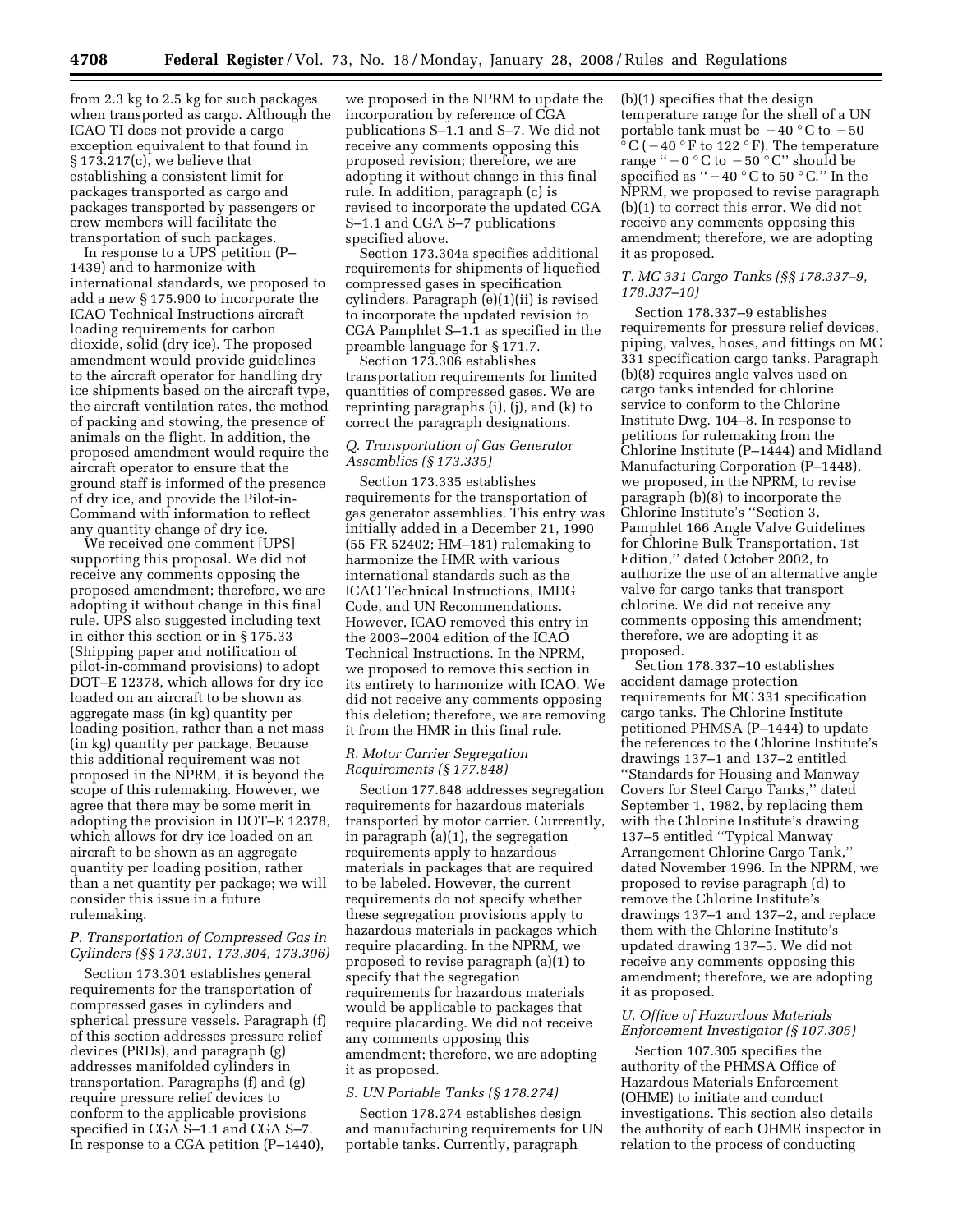from 2.3 kg to 2.5 kg for such packages when transported as cargo. Although the ICAO TI does not provide a cargo exception equivalent to that found in § 173.217(c), we believe that establishing a consistent limit for packages transported as cargo and packages transported by passengers or crew members will facilitate the transportation of such packages.

In response to a UPS petition (P–1439) and to harmonize with international standards, we proposed to add a new § 175.900 to incorporate the ICAO Technical Instructions aircraft loading requirements for carbon dioxide, solid (dry ice). The proposed amendment would provide guidelines to the aircraft operator for handling dry ice shipments based on the aircraft type, the aircraft ventilation rates, the method of packing and stowing, the presence of animals on the flight. In addition, the proposed amendment would require the aircraft operator to ensure that the ground staff is informed of the presence of dry ice, and provide the Pilot-in-Command with information to reflect any quantity change of dry ice.

We received one comment [UPS] supporting this proposal. We did not receive any comments opposing the proposed amendment; therefore, we are adopting it without change in this final rule. UPS also suggested including text in either this section or in § 175.33 (Shipping paper and notification of pilot-in-command provisions) to adopt DOT–E 12378, which allows for dry ice loaded on an aircraft to be shown as aggregate mass (in kg) quantity per loading position, rather than a net mass (in kg) quantity per package. Because this additional requirement was not proposed in the NPRM, it is beyond the scope of this rulemaking. However, we agree that there may be some merit in adopting the provision in DOT–E 12378, which allows for dry ice loaded on an aircraft to be shown as an aggregate quantity per loading position, rather than a net quantity per package; we will consider this issue in a future rulemaking.

### *P. Transportation of Compressed Gas in Cylinders (§§ 173.301, 173.304, 173.306)*

Section 173.301 establishes general requirements for the transportation of compressed gases in cylinders and spherical pressure vessels. Paragraph (f) of this section addresses pressure relief devices (PRDs), and paragraph (g) addresses manifolded cylinders in transportation. Paragraphs (f) and (g) require pressure relief devices to conform to the applicable provisions specified in CGA S–1.1 and CGA S–7. In response to a CGA petition (P–1440), we proposed in the NPRM to update the incorporation by reference of CGA publications S–1.1 and S–7. We did not receive any comments opposing this proposed revision; therefore, we are adopting it without change in this final rule. In addition, paragraph (c) is revised to incorporate the updated CGA S–1.1 and CGA S–7 publications specified above.

Section 173.304a specifies additional requirements for shipments of liquefied compressed gases in specification cylinders. Paragraph (e)(1)(ii) is revised to incorporate the updated revision to CGA Pamphlet S–1.1 as specified in the preamble language for § 171.7.

Section 173.306 establishes transportation requirements for limited quantities of compressed gases. We are reprinting paragraphs (i), (j), and (k) to correct the paragraph designations.

### *Q. Transportation of Gas Generator Assemblies (§ 173.335)*

Section 173.335 establishes requirements for the transportation of gas generator assemblies. This entry was initially added in a December 21, 1990 (55 FR 52402; HM–181) rulemaking to harmonize the HMR with various international standards such as the ICAO Technical Instructions, IMDG Code, and UN Recommendations. However, ICAO removed this entry in the 2003–2004 edition of the ICAO Technical Instructions. In the NPRM, we proposed to remove this section in its entirety to harmonize with ICAO. We did not receive any comments opposing this deletion; therefore, we are removing it from the HMR in this final rule.

### *R. Motor Carrier Segregation Requirements (§ 177.848)*

Section 177.848 addresses segregation requirements for hazardous materials transported by motor carrier. Currrently, in paragraph (a)(1), the segregation requirements apply to hazardous materials in packages that are required to be labeled. However, the current requirements do not specify whether these segregation provisions apply to hazardous materials in packages which require placarding. In the NPRM, we proposed to revise paragraph (a)(1) to specify that the segregation requirements for hazardous materials would be applicable to packages that require placarding. We did not receive any comments opposing this amendment; therefore, we are adopting it as proposed.

### *S. UN Portable Tanks (§ 178.274)*

Section 178.274 establishes design and manufacturing requirements for UN portable tanks. Currently, paragraph (b)(1) specifies that the design temperature range for the shell of a UN portable tank must be −40 °C to −50 °C (−40 °F to 122 °F). The temperature range ''−0 °C to −50 °C'' should be specified as ''−40 °C to 50 °C.'' In the NPRM, we proposed to revise paragraph (b)(1) to correct this error. We did not receive any comments opposing this amendment; therefore, we are adopting it as proposed.

### *T. MC 331 Cargo Tanks (§§ 178.337–9, 178.337–10)*

Section 178.337–9 establishes requirements for pressure relief devices, piping, valves, hoses, and fittings on MC 331 specification cargo tanks. Paragraph (b)(8) requires angle valves used on cargo tanks intended for chlorine service to conform to the Chlorine Institute Dwg. 104–8. In response to petitions for rulemaking from the Chlorine Institute (P–1444) and Midland Manufacturing Corporation (P–1448), we proposed, in the NPRM, to revise paragraph (b)(8) to incorporate the Chlorine Institute's ''Section 3, Pamphlet 166 Angle Valve Guidelines for Chlorine Bulk Transportation, 1st Edition,'' dated October 2002, to authorize the use of an alternative angle valve for cargo tanks that transport chlorine. We did not receive any comments opposing this amendment; therefore, we are adopting it as proposed.

Section 178.337–10 establishes accident damage protection requirements for MC 331 specification cargo tanks. The Chlorine Institute petitioned PHMSA (P–1444) to update the references to the Chlorine Institute's drawings 137–1 and 137–2 entitled ''Standards for Housing and Manway Covers for Steel Cargo Tanks,'' dated September 1, 1982, by replacing them with the Chlorine Institute's drawing 137–5 entitled ''Typical Manway Arrangement Chlorine Cargo Tank,'' dated November 1996. In the NPRM, we proposed to revise paragraph (d) to remove the Chlorine Institute's drawings 137–1 and 137–2, and replace them with the Chlorine Institute's updated drawing 137–5. We did not receive any comments opposing this amendment; therefore, we are adopting it as proposed.

### *U. Office of Hazardous Materials Enforcement Investigator (§ 107.305)*

Section 107.305 specifies the authority of the PHMSA Office of Hazardous Materials Enforcement (OHME) to initiate and conduct investigations. This section also details the authority of each OHME inspector in relation to the process of conducting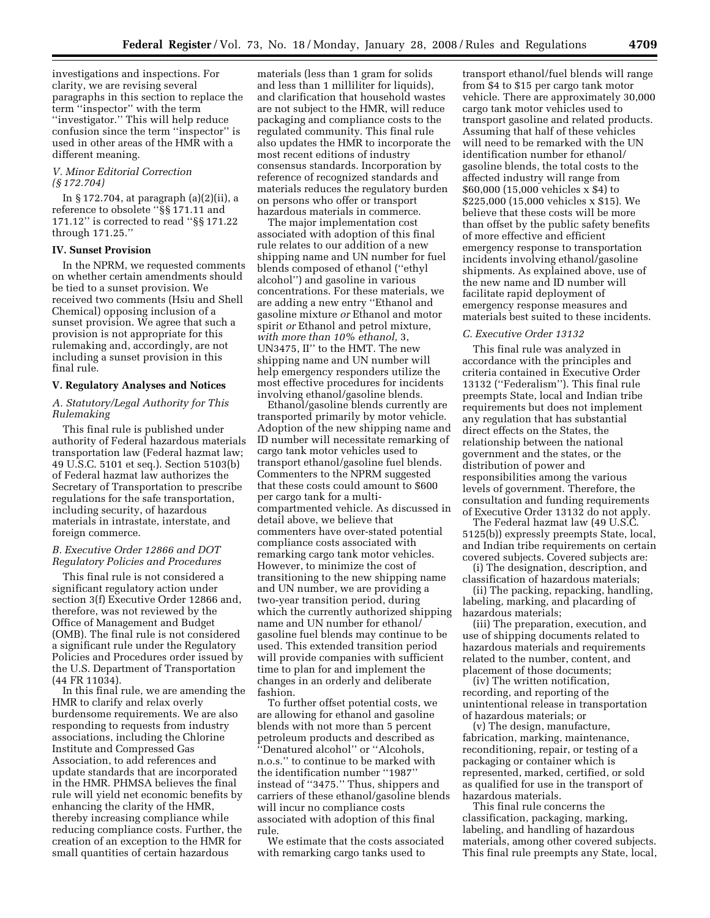investigations and inspections. For clarity, we are revising several paragraphs in this section to replace the term ''inspector'' with the term ''investigator.'' This will help reduce confusion since the term ''inspector'' is used in other areas of the HMR with a different meaning.

### *V. Minor Editorial Correction (§ 172.704)*

In § 172.704, at paragraph (a)(2)(ii), a reference to obsolete ''§§ 171.11 and 171.12'' is corrected to read ''§§ 171.22 through 171.25.''

## IV. Sunset Provision

In the NPRM, we requested comments on whether certain amendments should be tied to a sunset provision. We received two comments (Hsiu and Shell Chemical) opposing inclusion of a sunset provision. We agree that such a provision is not appropriate for this rulemaking and, accordingly, are not including a sunset provision in this final rule.

## V. Regulatory Analyses and Notices

### *A. Statutory/Legal Authority for This Rulemaking*

This final rule is published under authority of Federal hazardous materials transportation law (Federal hazmat law; 49 U.S.C. 5101 et seq.). Section 5103(b) of Federal hazmat law authorizes the Secretary of Transportation to prescribe regulations for the safe transportation, including security, of hazardous materials in intrastate, interstate, and foreign commerce.

### *B. Executive Order 12866 and DOT Regulatory Policies and Procedures*

This final rule is not considered a significant regulatory action under section 3(f) Executive Order 12866 and, therefore, was not reviewed by the Office of Management and Budget (OMB). The final rule is not considered a significant rule under the Regulatory Policies and Procedures order issued by the U.S. Department of Transportation (44 FR 11034).

In this final rule, we are amending the HMR to clarify and relax overly burdensome requirements. We are also responding to requests from industry associations, including the Chlorine Institute and Compressed Gas Association, to add references and update standards that are incorporated in the HMR. PHMSA believes the final rule will yield net economic benefits by enhancing the clarity of the HMR, thereby increasing compliance while reducing compliance costs. Further, the creation of an exception to the HMR for small quantities of certain hazardous materials (less than 1 gram for solids and less than 1 milliliter for liquids), and clarification that household wastes are not subject to the HMR, will reduce packaging and compliance costs to the regulated community. This final rule also updates the HMR to incorporate the most recent editions of industry consensus standards. Incorporation by reference of recognized standards and materials reduces the regulatory burden on persons who offer or transport hazardous materials in commerce.

The major implementation cost associated with adoption of this final rule relates to our addition of a new shipping name and UN number for fuel blends composed of ethanol (''ethyl alcohol'') and gasoline in various concentrations. For these materials, we are adding a new entry ''Ethanol and gasoline mixture *or* Ethanol and motor spirit *or* Ethanol and petrol mixture, *with more than 10% ethanol,* 3, UN3475, II'' to the HMT. The new shipping name and UN number will help emergency responders utilize the most effective procedures for incidents involving ethanol/gasoline blends.

Ethanol/gasoline blends currently are transported primarily by motor vehicle. Adoption of the new shipping name and ID number will necessitate remarking of cargo tank motor vehicles used to transport ethanol/gasoline fuel blends. Commenters to the NPRM suggested that these costs could amount to $600 per cargo tank for a multi-compartmented vehicle. As discussed in detail above, we believe that commenters have over-stated potential compliance costs associated with remarking cargo tank motor vehicles. However, to minimize the cost of transitioning to the new shipping name and UN number, we are providing a two-year transition period, during which the currently authorized shipping name and UN number for ethanol/gasoline fuel blends may continue to be used. This extended transition period will provide companies with sufficient time to plan for and implement the changes in an orderly and deliberate fashion.

To further offset potential costs, we are allowing for ethanol and gasoline blends with not more than 5 percent petroleum products and described as ''Denatured alcohol'' or ''Alcohols, n.o.s.'' to continue to be marked with the identification number ''1987'' instead of ''3475.'' Thus, shippers and carriers of these ethanol/gasoline blends will incur no compliance costs associated with adoption of this final rule.

We estimate that the costs associated with remarking cargo tanks used to transport ethanol/fuel blends will range from $4 to $15 per cargo tank motor vehicle. There are approximately 30,000 cargo tank motor vehicles used to transport gasoline and related products. Assuming that half of these vehicles will need to be remarked with the UN identification number for ethanol/gasoline blends, the total costs to the affected industry will range from $60,000 (15,000 vehicles x $4) to $225,000 (15,000 vehicles x $15). We believe that these costs will be more than offset by the public safety benefits of more effective and efficient emergency response to transportation incidents involving ethanol/gasoline shipments. As explained above, use of the new name and ID number will facilitate rapid deployment of emergency response measures and materials best suited to these incidents.

### *C. Executive Order 13132*

This final rule was analyzed in accordance with the principles and criteria contained in Executive Order 13132 (''Federalism''). This final rule preempts State, local and Indian tribe requirements but does not implement any regulation that has substantial direct effects on the States, the relationship between the national government and the states, or the distribution of power and responsibilities among the various levels of government. Therefore, the consultation and funding requirements of Executive Order 13132 do not apply.

The Federal hazmat law (49 U.S.C. 5125(b)) expressly preempts State, local, and Indian tribe requirements on certain covered subjects. Covered subjects are:

(i) The designation, description, and classification of hazardous materials;

(ii) The packing, repacking, handling, labeling, marking, and placarding of hazardous materials;

(iii) The preparation, execution, and use of shipping documents related to hazardous materials and requirements related to the number, content, and placement of those documents;

(iv) The written notification, recording, and reporting of the unintentional release in transportation of hazardous materials; or

(v) The design, manufacture, fabrication, marking, maintenance, reconditioning, repair, or testing of a packaging or container which is represented, marked, certified, or sold as qualified for use in the transport of hazardous materials.

This final rule concerns the classification, packaging, marking, labeling, and handling of hazardous materials, among other covered subjects. This final rule preempts any State, local,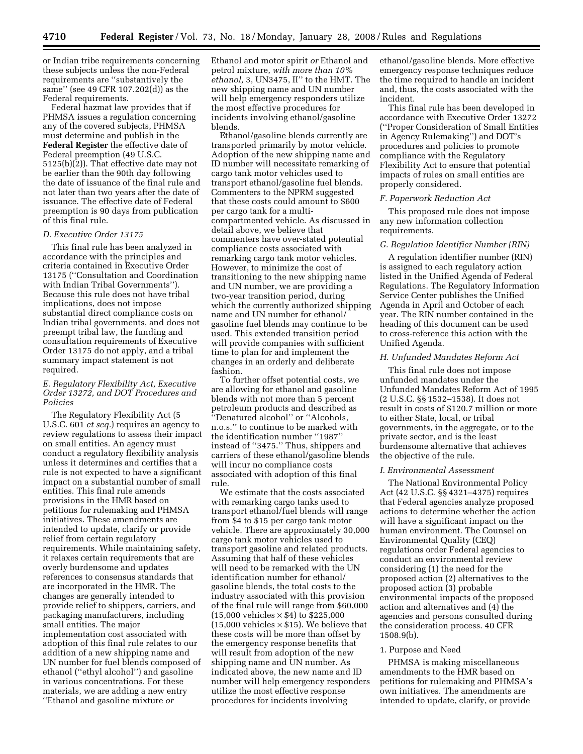or Indian tribe requirements concerning these subjects unless the non-Federal requirements are "substantively the same" (see 49 CFR 107.202(d)) as the Federal requirements.

Federal hazmat law provides that if PHMSA issues a regulation concerning any of the covered subjects, PHMSA must determine and publish in the **Federal Register** the effective date of Federal preemption (49 U.S.C. 5125(b)(2)). That effective date may not be earlier than the 90th day following the date of issuance of the final rule and not later than two years after the date of issuance. The effective date of Federal preemption is 90 days from publication of this final rule.

### D. Executive Order 13175

This final rule has been analyzed in accordance with the principles and criteria contained in Executive Order 13175 ("Consultation and Coordination with Indian Tribal Governments"). Because this rule does not have tribal implications, does not impose substantial direct compliance costs on Indian tribal governments, and does not preempt tribal law, the funding and consultation requirements of Executive Order 13175 do not apply, and a tribal summary impact statement is not required.

### E. Regulatory Flexibility Act, Executive Order 13272, and DOT Procedures and Policies

The Regulatory Flexibility Act (5 U.S.C. 601 *et seq.*) requires an agency to review regulations to assess their impact on small entities. An agency must conduct a regulatory flexibility analysis unless it determines and certifies that a rule is not expected to have a significant impact on a substantial number of small entities. This final rule amends provisions in the HMR based on petitions for rulemaking and PHMSA initiatives. These amendments are intended to update, clarify or provide relief from certain regulatory requirements. While maintaining safety, it relaxes certain requirements that are overly burdensome and updates references to consensus standards that are incorporated in the HMR. The changes are generally intended to provide relief to shippers, carriers, and packaging manufacturers, including small entities. The major implementation cost associated with adoption of this final rule relates to our addition of a new shipping name and UN number for fuel blends composed of ethanol ("ethyl alcohol") and gasoline in various concentrations. For these materials, we are adding a new entry "Ethanol and gasoline mixture *or* Ethanol and motor spirit *or* Ethanol and petrol mixture, *with more than 10% ethanol,* 3, UN3475, II" to the HMT. The new shipping name and UN number will help emergency responders utilize the most effective procedures for incidents involving ethanol/gasoline blends.

Ethanol/gasoline blends currently are transported primarily by motor vehicle. Adoption of the new shipping name and ID number will necessitate remarking of cargo tank motor vehicles used to transport ethanol/gasoline fuel blends. Commenters to the NPRM suggested that these costs could amount to $600 per cargo tank for a multi-compartmented vehicle. As discussed in detail above, we believe that commenters have over-stated potential compliance costs associated with remarking cargo tank motor vehicles. However, to minimize the cost of transitioning to the new shipping name and UN number, we are providing a two-year transition period, during which the currently authorized shipping name and UN number for ethanol/gasoline fuel blends may continue to be used. This extended transition period will provide companies with sufficient time to plan for and implement the changes in an orderly and deliberate fashion.

To further offset potential costs, we are allowing for ethanol and gasoline blends with not more than 5 percent petroleum products and described as "Denatured alcohol" or "Alcohols, n.o.s." to continue to be marked with the identification number "1987" instead of "3475." Thus, shippers and carriers of these ethanol/gasoline blends will incur no compliance costs associated with adoption of this final rule.

We estimate that the costs associated with remarking cargo tanks used to transport ethanol/fuel blends will range from $4 to $15 per cargo tank motor vehicle. There are approximately 30,000 cargo tank motor vehicles used to transport gasoline and related products. Assuming that half of these vehicles will need to be remarked with the UN identification number for ethanol/gasoline blends, the total costs to the industry associated with this provision of the final rule will range from $60,000 (15,000 vehicles × $4) to $225,000 (15,000 vehicles × $15). We believe that these costs will be more than offset by the emergency response benefits that will result from adoption of the new shipping name and UN number. As indicated above, the new name and ID number will help emergency responders utilize the most effective response procedures for incidents involving ethanol/gasoline blends. More effective emergency response techniques reduce the time required to handle an incident and, thus, the costs associated with the incident.

This final rule has been developed in accordance with Executive Order 13272 ("Proper Consideration of Small Entities in Agency Rulemaking") and DOT's procedures and policies to promote compliance with the Regulatory Flexibility Act to ensure that potential impacts of rules on small entities are properly considered.

### F. Paperwork Reduction Act

This proposed rule does not impose any new information collection requirements.

### G. Regulation Identifier Number (RIN)

A regulation identifier number (RIN) is assigned to each regulatory action listed in the Unified Agenda of Federal Regulations. The Regulatory Information Service Center publishes the Unified Agenda in April and October of each year. The RIN number contained in the heading of this document can be used to cross-reference this action with the Unified Agenda.

### H. Unfunded Mandates Reform Act

This final rule does not impose unfunded mandates under the Unfunded Mandates Reform Act of 1995 (2 U.S.C. §§ 1532–1538). It does not result in costs of $120.7 million or more to either State, local, or tribal governments, in the aggregate, or to the private sector, and is the least burdensome alternative that achieves the objective of the rule.

### I. Environmental Assessment

The National Environmental Policy Act (42 U.S.C. §§ 4321–4375) requires that Federal agencies analyze proposed actions to determine whether the action will have a significant impact on the human environment. The Counsel on Environmental Quality (CEQ) regulations order Federal agencies to conduct an environmental review considering (1) the need for the proposed action (2) alternatives to the proposed action (3) probable environmental impacts of the proposed action and alternatives and (4) the agencies and persons consulted during the consideration process. 40 CFR 1508.9(b).

1. Purpose and Need

PHMSA is making miscellaneous amendments to the HMR based on petitions for rulemaking and PHMSA's own initiatives. The amendments are intended to update, clarify, or provide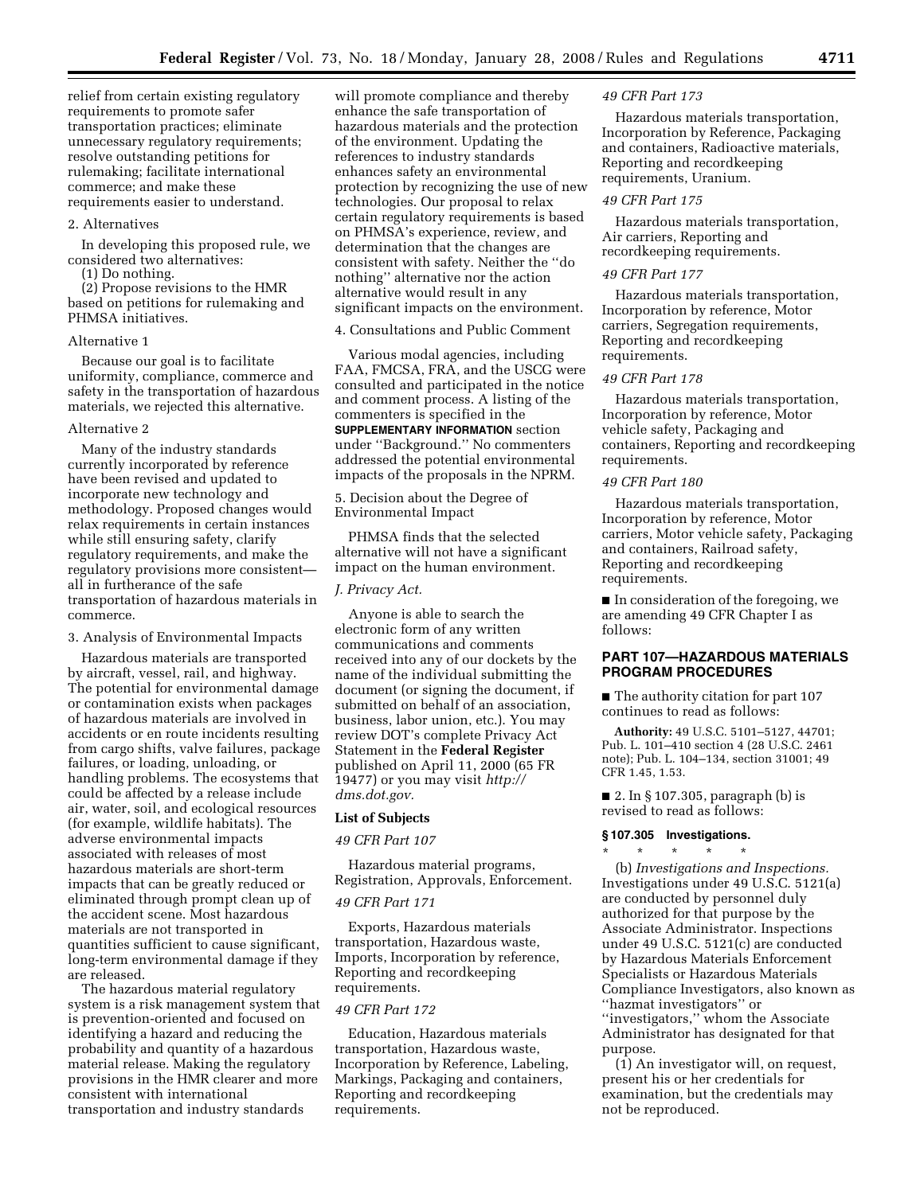relief from certain existing regulatory requirements to promote safer transportation practices; eliminate unnecessary regulatory requirements; resolve outstanding petitions for rulemaking; facilitate international commerce; and make these requirements easier to understand.

2. Alternatives

In developing this proposed rule, we considered two alternatives:

(1) Do nothing.

(2) Propose revisions to the HMR based on petitions for rulemaking and PHMSA initiatives.

Alternative 1

Because our goal is to facilitate uniformity, compliance, commerce and safety in the transportation of hazardous materials, we rejected this alternative.

Alternative 2

Many of the industry standards currently incorporated by reference have been revised and updated to incorporate new technology and methodology. Proposed changes would relax requirements in certain instances while still ensuring safety, clarify regulatory requirements, and make the regulatory provisions more consistent—all in furtherance of the safe transportation of hazardous materials in commerce.

3. Analysis of Environmental Impacts

Hazardous materials are transported by aircraft, vessel, rail, and highway. The potential for environmental damage or contamination exists when packages of hazardous materials are involved in accidents or en route incidents resulting from cargo shifts, valve failures, package failures, or loading, unloading, or handling problems. The ecosystems that could be affected by a release include air, water, soil, and ecological resources (for example, wildlife habitats). The adverse environmental impacts associated with releases of most hazardous materials are short-term impacts that can be greatly reduced or eliminated through prompt clean up of the accident scene. Most hazardous materials are not transported in quantities sufficient to cause significant, long-term environmental damage if they are released.

The hazardous material regulatory system is a risk management system that is prevention-oriented and focused on identifying a hazard and reducing the probability and quantity of a hazardous material release. Making the regulatory provisions in the HMR clearer and more consistent with international transportation and industry standards will promote compliance and thereby enhance the safe transportation of hazardous materials and the protection of the environment. Updating the references to industry standards enhances safety an environmental protection by recognizing the use of new technologies. Our proposal to relax certain regulatory requirements is based on PHMSA's experience, review, and determination that the changes are consistent with safety. Neither the ''do nothing'' alternative nor the action alternative would result in any significant impacts on the environment.

4. Consultations and Public Comment

Various modal agencies, including FAA, FMCSA, FRA, and the USCG were consulted and participated in the notice and comment process. A listing of the commenters is specified in the **SUPPLEMENTARY INFORMATION** section under ''Background.'' No commenters addressed the potential environmental impacts of the proposals in the NPRM.

5. Decision about the Degree of Environmental Impact

PHMSA finds that the selected alternative will not have a significant impact on the human environment.

*J. Privacy Act.*

Anyone is able to search the electronic form of any written communications and comments received into any of our dockets by the name of the individual submitting the document (or signing the document, if submitted on behalf of an association, business, labor union, etc.). You may review DOT's complete Privacy Act Statement in the **Federal Register** published on April 11, 2000 (65 FR 19477) or you may visit *http://dms.dot.gov.*

**List of Subjects**

*49 CFR Part 107*

Hazardous material programs, Registration, Approvals, Enforcement.

*49 CFR Part 171*

Exports, Hazardous materials transportation, Hazardous waste, Imports, Incorporation by reference, Reporting and recordkeeping requirements.

*49 CFR Part 172*

Education, Hazardous materials transportation, Hazardous waste, Incorporation by Reference, Labeling, Markings, Packaging and containers, Reporting and recordkeeping requirements.

*49 CFR Part 173*

Hazardous materials transportation, Incorporation by Reference, Packaging and containers, Radioactive materials, Reporting and recordkeeping requirements, Uranium.

*49 CFR Part 175*

Hazardous materials transportation, Air carriers, Reporting and recordkeeping requirements.

*49 CFR Part 177*

Hazardous materials transportation, Incorporation by reference, Motor carriers, Segregation requirements, Reporting and recordkeeping requirements.

*49 CFR Part 178*

Hazardous materials transportation, Incorporation by reference, Motor vehicle safety, Packaging and containers, Reporting and recordkeeping requirements.

*49 CFR Part 180*

Hazardous materials transportation, Incorporation by reference, Motor carriers, Motor vehicle safety, Packaging and containers, Railroad safety, Reporting and recordkeeping requirements.

■ In consideration of the foregoing, we are amending 49 CFR Chapter I as follows:

## PART 107—HAZARDOUS MATERIALS PROGRAM PROCEDURES

■ The authority citation for part 107 continues to read as follows:

**Authority:** 49 U.S.C. 5101–5127, 44701; Pub. L. 101–410 section 4 (28 U.S.C. 2461 note); Pub. L. 104–134, section 31001; 49 CFR 1.45, 1.53.

■ 2. In § 107.305, paragraph (b) is revised to read as follows:

### § 107.305 Investigations.

\* \* \* \* \*

(b) *Investigations and Inspections.* Investigations under 49 U.S.C. 5121(a) are conducted by personnel duly authorized for that purpose by the Associate Administrator. Inspections under 49 U.S.C. 5121(c) are conducted by Hazardous Materials Enforcement Specialists or Hazardous Materials Compliance Investigators, also known as ''hazmat investigators'' or ''investigators,'' whom the Associate Administrator has designated for that purpose.

(1) An investigator will, on request, present his or her credentials for examination, but the credentials may not be reproduced.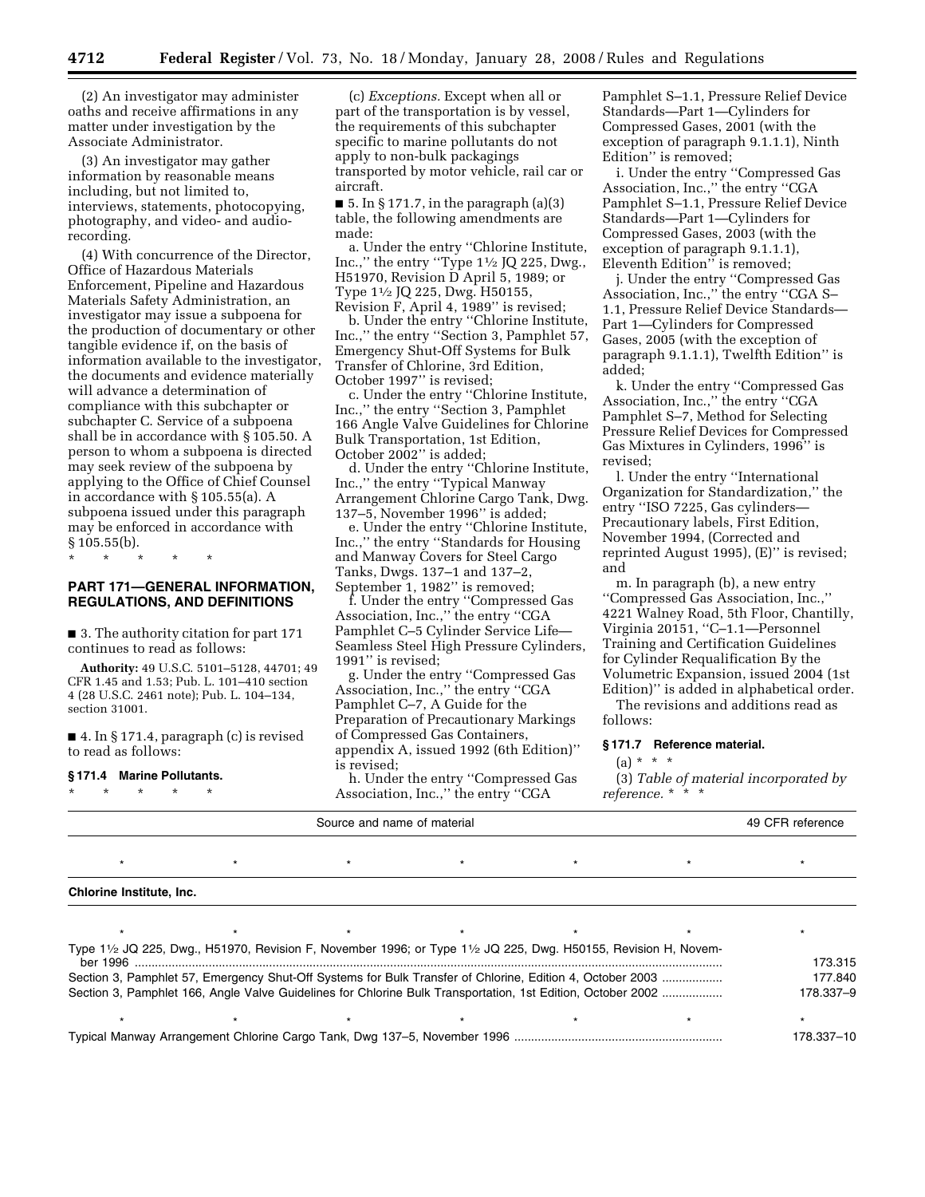(2) An investigator may administer oaths and receive affirmations in any matter under investigation by the Associate Administrator.

(3) An investigator may gather information by reasonable means including, but not limited to, interviews, statements, photocopying, photography, and video- and audio-recording.

(4) With concurrence of the Director, Office of Hazardous Materials Enforcement, Pipeline and Hazardous Materials Safety Administration, an investigator may issue a subpoena for the production of documentary or other tangible evidence if, on the basis of information available to the investigator, the documents and evidence materially will advance a determination of compliance with this subchapter or subchapter C. Service of a subpoena shall be in accordance with § 105.50. A person to whom a subpoena is directed may seek review of the subpoena by applying to the Office of Chief Counsel in accordance with § 105.55(a). A subpoena issued under this paragraph may be enforced in accordance with § 105.55(b).

\* \* \* \* \*

## PART 171—GENERAL INFORMATION, REGULATIONS, AND DEFINITIONS

■ 3. The authority citation for part 171 continues to read as follows:

**Authority:** 49 U.S.C. 5101–5128, 44701; 49 CFR 1.45 and 1.53; Pub. L. 101–410 section 4 (28 U.S.C. 2461 note); Pub. L. 104–134, section 31001.

■ 4. In § 171.4, paragraph (c) is revised to read as follows:

### § 171.4 Marine Pollutants.

\* \* \* \* \*

(c) *Exceptions.* Except when all or part of the transportation is by vessel, the requirements of this subchapter specific to marine pollutants do not apply to non-bulk packagings transported by motor vehicle, rail car or aircraft.

■ 5. In § 171.7, in the paragraph (a)(3) table, the following amendments are made:

a. Under the entry ''Chlorine Institute, Inc.,'' the entry ''Type 1½ JQ 225, Dwg., H51970, Revision D April 5, 1989; or Type 1½ JQ 225, Dwg. H50155, Revision F, April 4, 1989'' is revised;

b. Under the entry ''Chlorine Institute, Inc.,'' the entry ''Section 3, Pamphlet 57, Emergency Shut-Off Systems for Bulk Transfer of Chlorine, 3rd Edition, October 1997'' is revised;

c. Under the entry ''Chlorine Institute, Inc.,'' the entry ''Section 3, Pamphlet 166 Angle Valve Guidelines for Chlorine Bulk Transportation, 1st Edition, October 2002'' is added;

d. Under the entry ''Chlorine Institute, Inc.,'' the entry ''Typical Manway Arrangement Chlorine Cargo Tank, Dwg. 137–5, November 1996'' is added;

e. Under the entry ''Chlorine Institute, Inc.,'' the entry ''Standards for Housing and Manway Covers for Steel Cargo Tanks, Dwgs. 137–1 and 137–2, September 1, 1982'' is removed;

f. Under the entry ''Compressed Gas Association, Inc.,'' the entry ''CGA Pamphlet C–5 Cylinder Service Life—Seamless Steel High Pressure Cylinders, 1991'' is revised;

g. Under the entry ''Compressed Gas Association, Inc.,'' the entry ''CGA Pamphlet C–7, A Guide for the Preparation of Precautionary Markings of Compressed Gas Containers, appendix A, issued 1992 (6th Edition)'' is revised;

h. Under the entry ''Compressed Gas Association, Inc.,'' the entry ''CGA Pamphlet S–1.1, Pressure Relief Device Standards—Part 1—Cylinders for Compressed Gases, 2001 (with the exception of paragraph 9.1.1.1), Ninth Edition'' is removed;

i. Under the entry ''Compressed Gas Association, Inc.,'' the entry ''CGA Pamphlet S–1.1, Pressure Relief Device Standards—Part 1—Cylinders for Compressed Gases, 2003 (with the exception of paragraph 9.1.1.1), Eleventh Edition'' is removed;

j. Under the entry ''Compressed Gas Association, Inc.,'' the entry ''CGA S–1.1, Pressure Relief Device Standards—Part 1—Cylinders for Compressed Gases, 2005 (with the exception of paragraph 9.1.1.1), Twelfth Edition'' is added;

k. Under the entry ''Compressed Gas Association, Inc.,'' the entry ''CGA Pamphlet S–7, Method for Selecting Pressure Relief Devices for Compressed Gas Mixtures in Cylinders, 1996'' is revised;

l. Under the entry ''International Organization for Standardization,'' the entry ''ISO 7225, Gas cylinders—Precautionary labels, First Edition, November 1994, (Corrected and reprinted August 1995), (E)'' is revised; and

m. In paragraph (b), a new entry ''Compressed Gas Association, Inc.,'' 4221 Walney Road, 5th Floor, Chantilly, Virginia 20151, ''C–1.1—Personnel Training and Certification Guidelines for Cylinder Requalification By the Volumetric Expansion, issued 2004 (1st Edition)'' is added in alphabetical order.

The revisions and additions read as follows:

### § 171.7 Reference material.

(a) \* \* \*

(3) *Table of material incorporated by reference.* \* \* \*

| Source and name of material | 49 CFR reference |
|---|---|
| \* \* \* \* \* \* | \* |
| **Chlorine Institute, Inc.** | |
| \* \* \* \* \* \* | \* |
| Type 1½ JQ 225, Dwg., H51970, Revision F, November 1996; or Type 1½ JQ 225, Dwg. H50155, Revision H, November 1996 | 173.315 |
| Section 3, Pamphlet 57, Emergency Shut-Off Systems for Bulk Transfer of Chlorine, Edition 4, October 2003 | 177.840 |
| Section 3, Pamphlet 166, Angle Valve Guidelines for Chlorine Bulk Transportation, 1st Edition, October 2002 | 178.337–9 |
| \* \* \* \* \* \* | \* |
| Typical Manway Arrangement Chlorine Cargo Tank, Dwg 137–5, November 1996 | 178.337–10 |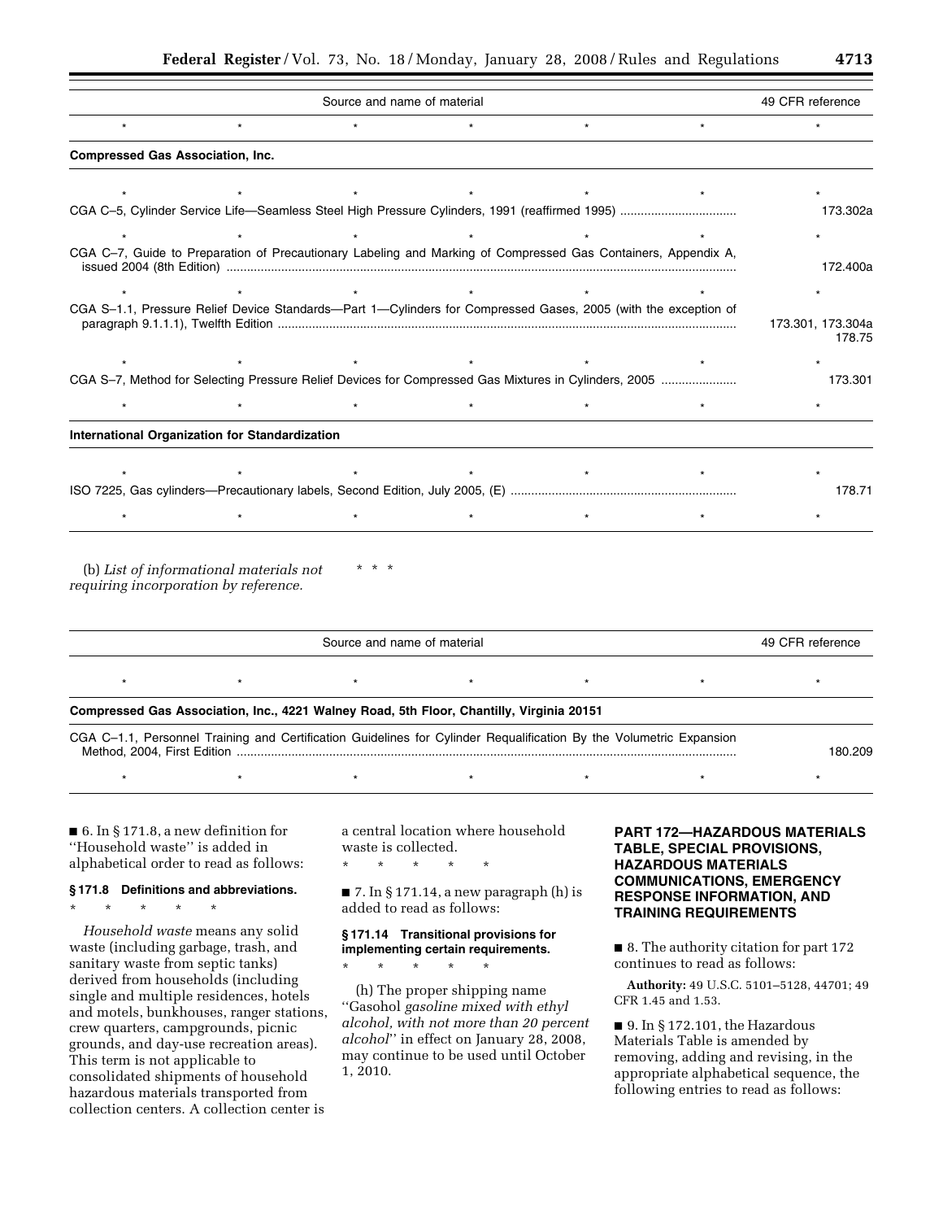| Source and name of material | 49 CFR reference |
| --- | --- |
| * * * * * * | * |
| **Compressed Gas Association, Inc.** | |
| * * * * * * | * |
| CGA C–5, Cylinder Service Life—Seamless Steel High Pressure Cylinders, 1991 (reaffirmed 1995) | 173.302a |
| * * * * * * | * |
| CGA C–7, Guide to Preparation of Precautionary Labeling and Marking of Compressed Gas Containers, Appendix A, issued 2004 (8th Edition) | 172.400a |
| * * * * * * | * |
| CGA S–1.1, Pressure Relief Device Standards—Part 1—Cylinders for Compressed Gases, 2005 (with the exception of paragraph 9.1.1.1), Twelfth Edition | 173.301, 173.304a 178.75 |
| * * * * * * | * |
| CGA S–7, Method for Selecting Pressure Relief Devices for Compressed Gas Mixtures in Cylinders, 2005 | 173.301 |
| * * * * * * | * |
| **International Organization for Standardization** | |
| * * * * * * | * |
| ISO 7225, Gas cylinders—Precautionary labels, Second Edition, July 2005, (E) | 178.71 |
| * * * * * * | * |

(b) *List of informational materials not requiring incorporation by reference.* * * *

| Source and name of material | 49 CFR reference |
| --- | --- |
| * * * * * * | * |
| **Compressed Gas Association, Inc., 4221 Walney Road, 5th Floor, Chantilly, Virginia 20151** | |
| CGA C–1.1, Personnel Training and Certification Guidelines for Cylinder Requalification By the Volumetric Expansion Method, 2004, First Edition | 180.209 |
| * * * * * * | * |

■ 6. In § 171.8, a new definition for ''Household waste'' is added in alphabetical order to read as follows:

**§ 171.8 Definitions and abbreviations.**

\* \* \* \* \*

*Household waste* means any solid waste (including garbage, trash, and sanitary waste from septic tanks) derived from households (including single and multiple residences, hotels and motels, bunkhouses, ranger stations, crew quarters, campgrounds, picnic grounds, and day-use recreation areas). This term is not applicable to consolidated shipments of household hazardous materials transported from collection centers. A collection center is a central location where household waste is collected.

\* \* \* \* \*

■ 7. In § 171.14, a new paragraph (h) is added to read as follows:

**§ 171.14 Transitional provisions for implementing certain requirements.**

\* \* \* \* \*

(h) The proper shipping name ''Gasohol *gasoline mixed with ethyl alcohol, with not more than 20 percent alcohol*'' in effect on January 28, 2008, may continue to be used until October 1, 2010.

## PART 172—HAZARDOUS MATERIALS TABLE, SPECIAL PROVISIONS, HAZARDOUS MATERIALS COMMUNICATIONS, EMERGENCY RESPONSE INFORMATION, AND TRAINING REQUIREMENTS

■ 8. The authority citation for part 172 continues to read as follows:

**Authority:** 49 U.S.C. 5101–5128, 44701; 49 CFR 1.45 and 1.53.

■ 9. In § 172.101, the Hazardous Materials Table is amended by removing, adding and revising, in the appropriate alphabetical sequence, the following entries to read as follows: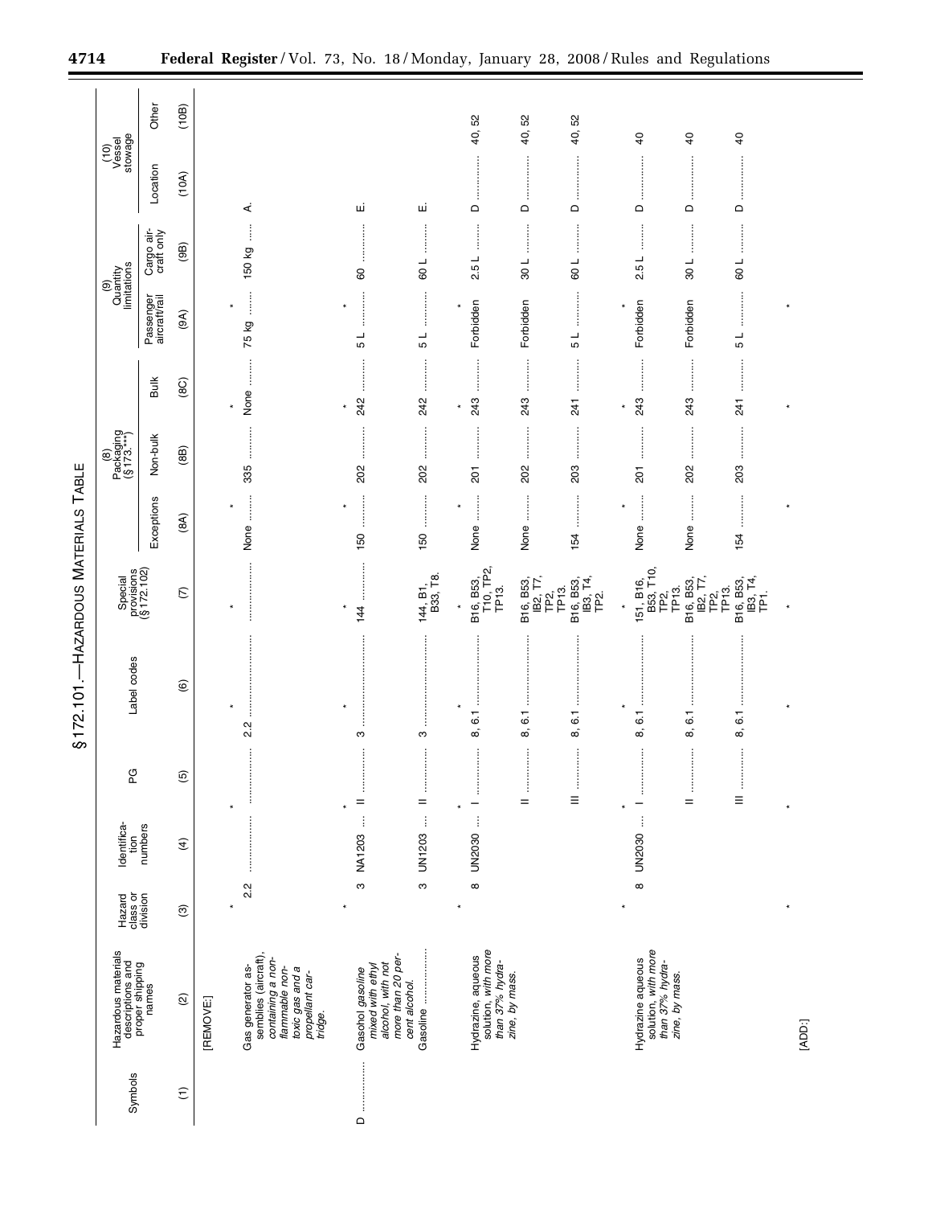## §172.101.—HAZARDOUS MATERIALS TABLE

| Symbols | Hazardous materials descriptions and proper shipping names | Hazard class or division | Identification numbers | PG | Label codes | Special provisions (§172.102) | (8) Packaging (§173.***) | | | (9) Quantity limitations | | (10) Vessel stowage | |
|---|---|---|---|---|---|---|---|---|---|---|---|---|---|
| | | | | | | | Exceptions | Non-bulk | Bulk | Passenger aircraft/rail | Cargo aircraft only | Location | Other |
| (1) | (2) | (3) | (4) | (5) | (6) | (7) | (8A) | (8B) | (8C) | (9A) | (9B) | (10A) | (10B) |
| | [REMOVE:] | | | | | | | | | | | | |
| * | * | * | * | * | * | * | | | | | | | |
| | Gas generator assemblies (aircraft), *containing a non-flammable non-toxic gas and a propellant cartridge.* | 2.2 | | | 2.2 | | None | 335 | None | 75 kg | 150 kg | A. | |
| * | * | * | * | * | * | * | | | | | | | |
| D | Gasohol *gasoline mixed with ethyl alcohol, with not more than 20 percent alcohol.* | 3 | NA1203 | II | 3 | 144 | 150 | 202 | 242 | 5 L | 60 | E. | |
| | Gasoline | 3 | UN1203 | II | 3 | 144, B1, B33, T8. | 150 | 202 | 242 | 5 L | 60 L | E. | |
| * | * | * | * | * | * | * | | | | | | | |
| | Hydrazine, aqueous solution, *with more than 37% hydrazine, by mass.* | 8 | UN2030 | I | 8, 6.1 | B16, B53, T10, TP2, TP13. | None | 201 | 243 | Forbidden | 2.5 L | D | 40, 52 |
| | | | | II | 8, 6.1 | B16, B53, IB2, T7, TP2, TP13. | None | 202 | 243 | Forbidden | 30 L | D | 40, 52 |
| | | | | III | 8, 6.1 | B16, B53, IB3, T4, TP2. | 154 | 203 | 241 | 5 L | 60 L | D | 40, 52 |
| * | * | * | * | * | * | * | | | | | | | |
| | Hydrazine aqueous solution, *with more than 37% hydrazine, by mass.* | 8 | UN2030 | I | 8, 6.1 | 151, B16, B53, T10, TP2, TP13. | None | 201 | 243 | Forbidden | 2.5 L | D | 40 |
| | | | | II | 8, 6.1 | B16, B53, IB2, T7, TP2, TP13. | None | 202 | 243 | Forbidden | 30 L | D | 40 |
| | | | | III | 8, 6.1 | B16, B53, IB3, T4, TP1. | 154 | 203 | 241 | 5 L | 60 L | D | 40 |
| * | * | * | * | * | * | * | | | | | | | |
| | [ADD:] | | | | | | | | | | | | |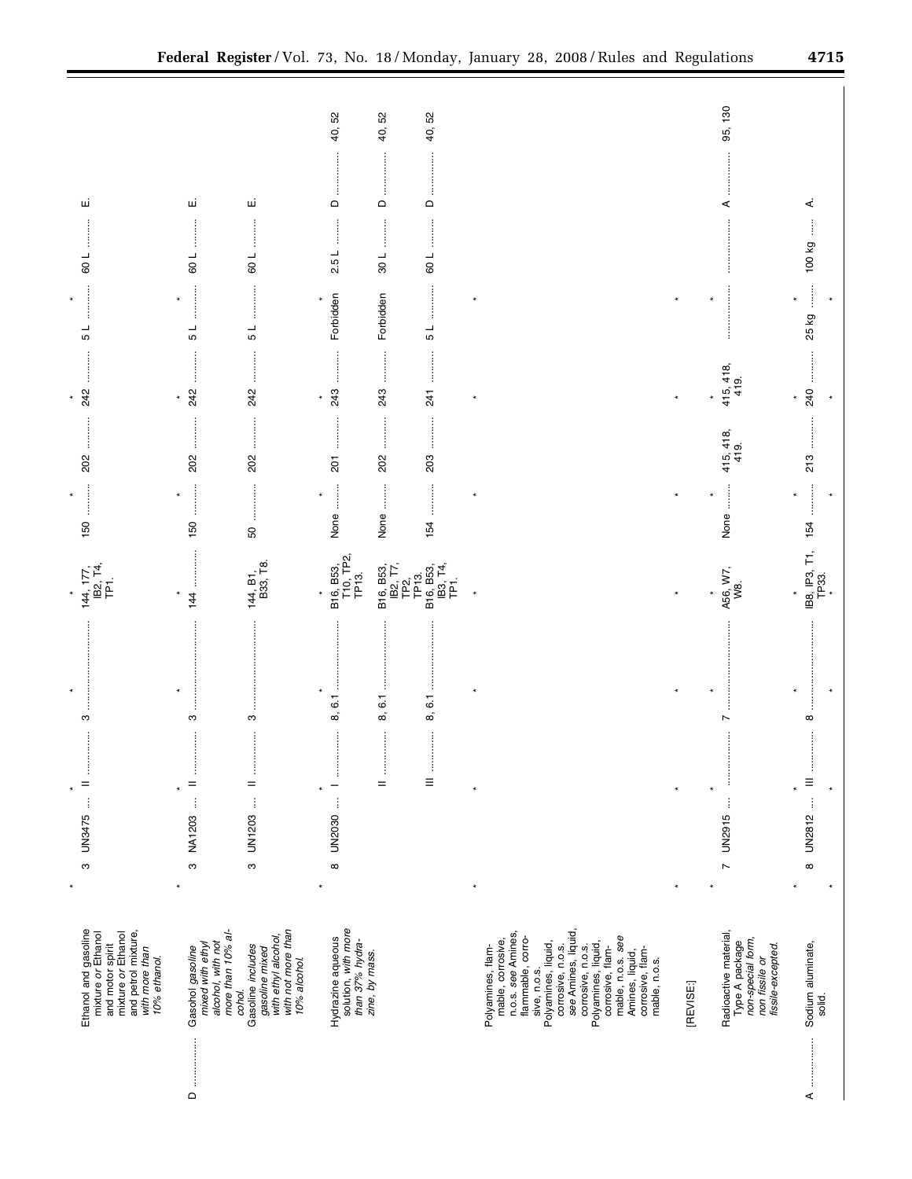| Symbols | Hazardous materials descriptions and proper shipping names | Hazard class or division | Identification numbers | PG | Label codes | Special provisions (§172.102) | Packaging (§173.***) Exceptions | Packaging (§173.***) Non-bulk | Packaging (§173.***) Bulk | Quantity limitations Passenger aircraft/rail | Quantity limitations Cargo aircraft only | Vessel stowage Location | Vessel stowage Other |
|---|---|---|---|---|---|---|---|---|---|---|---|---|---|
| * | * | * | * | * | * | * | | | | | | | |
| | Ethanol and gasoline mixture *or* Ethanol and motor spirit mixture *or* Ethanol and petrol mixture, *with more than 10% ethanol.* | 3 | UN3475 | II | 3 | 144, 177, IB2, T4, TP1. | 150 | 202 | 242 | 5 L | 60 L | E. | |
| * | * | * | * | * | * | * | | | | | | | |
| D | Gasohol *gasoline mixed with ethyl alcohol, with not more than 10% alcohol.* | 3 | NA1203 | II | 3 | 144 | 150 | 202 | 242 | 5 L | 60 L | E. | |
| | Gasoline *includes gasoline mixed with ethyl alcohol, with not more than 10% alcohol.* | 3 | UN1203 | II | 3 | 144, B1, B33, T8. | 50 | 202 | 242 | 5 L | 60 L | E. | |
| * | * | * | * | * | * | * | | | | | | | |
| | Hydrazine aqueous solution, *with more than 37% hydrazine, by mass.* | 8 | UN2030 | I | 8, 6.1 | B16, B53, T10, TP2, TP13. | None | 201 | 243 | Forbidden | 2.5 L | D | 40, 52 |
| | | | | II | 8, 6.1 | B16, B53, IB2, T7, TP2, TP13. | None | 202 | 243 | Forbidden | 30 L | D | 40, 52 |
| | | | | III | 8, 6.1 | B16, B53, IB3, T4, TP1. | 154 | 203 | 241 | 5 L | 60 L | D | 40, 52 |
| * | * | * | * | * | * | * | | | | | | | |
| | Polyamines, flammable, corrosive, n.o.s. *see* Amines, flammable, corrosive, n.o.s. | | | | | | | | | | | | |
| | Polyamines, liquid, corrosive, n.o.s. *see* Amines, liquid, corrosive, n.o.s. | | | | | | | | | | | | |
| | Polyamines, liquid, corrosive, flammable, n.o.s. *see* Amines, liquid, corrosive, flammable, n.o.s. | | | | | | | | | | | | |
| * | * | * | * | * | * | * | | | | | | | |
| | [REVISE:] | | | | | | | | | | | | |
| * | * | * | * | * | * | * | | | | | | | |
| | Radioactive material, Type A package *non-special form, non fissile or fissile-excepted.* | 7 | UN2915 | | 7 | A56, W7, W8. | None | 415, 418, 419. | 415, 418, 419. | | | A | 95, 130 |
| * | * | * | * | * | * | * | | | | | | | |
| A | Sodium aluminate, solid. | 8 | UN2812 | III | 8 | IB8, IP3, T1, TP33. | 154 | 213 | 240 | 25 kg | 100 kg | A. | |
| * | * | * | * | * | * | * | | | | | | | |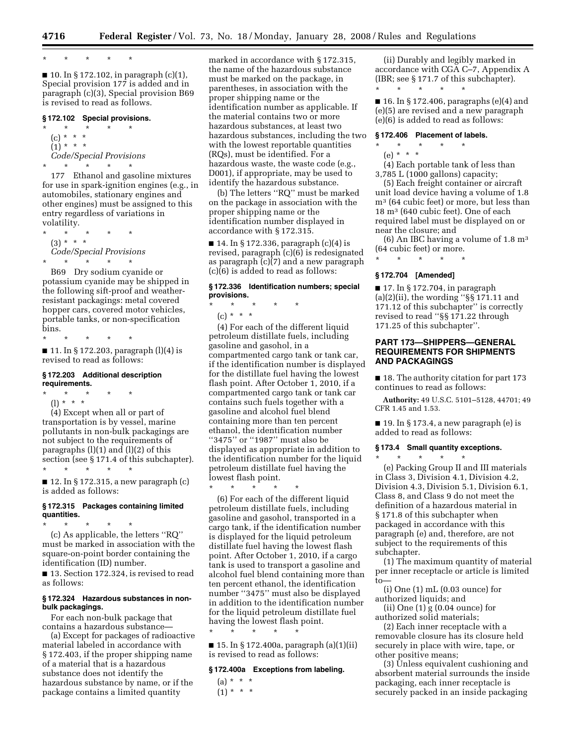\* \* \* \* \*

■ 10. In § 172.102, in paragraph (c)(1), Special provision 177 is added and in paragraph (c)(3), Special provision B69 is revised to read as follows:

### § 172.102 Special provisions.

\* \* \* \* \*

(c) \* \* \*

(1) \* \* \*

*Code/Special Provisions*

\* \* \* \* \*

177 Ethanol and gasoline mixtures for use in spark-ignition engines (e.g., in automobiles, stationary engines and other engines) must be assigned to this entry regardless of variations in volatility.

\* \* \* \* \*

(3) \* \* \*

*Code/Special Provisions*

\* \* \* \* \*

B69 Dry sodium cyanide or potassium cyanide may be shipped in the following sift-proof and weather-resistant packagings: metal covered hopper cars, covered motor vehicles, portable tanks, or non-specification bins.

\* \* \* \* \*

■ 11. In § 172.203, paragraph (l)(4) is revised to read as follows:

### § 172.203 Additional description requirements.

\* \* \* \* \*

(l) \* \* \*

(4) Except when all or part of transportation is by vessel, marine pollutants in non-bulk packagings are not subject to the requirements of paragraphs (l)(1) and (l)(2) of this section (see § 171.4 of this subchapter).

\* \* \* \* \*

■ 12. In § 172.315, a new paragraph (c) is added as follows:

### § 172.315 Packages containing limited quantities.

\* \* \* \* \*

(c) As applicable, the letters ''RQ'' must be marked in association with the square-on-point border containing the identification (ID) number.

■ 13. Section 172.324, is revised to read as follows:

### § 172.324 Hazardous substances in non-bulk packagings.

For each non-bulk package that contains a hazardous substance—

(a) Except for packages of radioactive material labeled in accordance with § 172.403, if the proper shipping name of a material that is a hazardous substance does not identify the hazardous substance by name, or if the package contains a limited quantity marked in accordance with § 172.315, the name of the hazardous substance must be marked on the package, in parentheses, in association with the proper shipping name or the identification number as applicable. If the material contains two or more hazardous substances, at least two hazardous substances, including the two with the lowest reportable quantities (RQs), must be identified. For a hazardous waste, the waste code (e.g., D001), if appropriate, may be used to identify the hazardous substance.

(b) The letters ''RQ'' must be marked on the package in association with the proper shipping name or the identification number displayed in accordance with § 172.315.

■ 14. In § 172.336, paragraph (c)(4) is revised, paragraph (c)(6) is redesignated as paragraph (c)(7) and a new paragraph (c)(6) is added to read as follows:

### § 172.336 Identification numbers; special provisions.

\* \* \* \* \*

(c) \* \* \*

(4) For each of the different liquid petroleum distillate fuels, including gasoline and gasohol, in a compartmented cargo tank or tank car, if the identification number is displayed for the distillate fuel having the lowest flash point. After October 1, 2010, if a compartmented cargo tank or tank car contains such fuels together with a gasoline and alcohol fuel blend containing more than ten percent ethanol, the identification number ''3475'' or ''1987'' must also be displayed as appropriate in addition to the identification number for the liquid petroleum distillate fuel having the lowest flash point.

\* \* \* \* \*

(6) For each of the different liquid petroleum distillate fuels, including gasoline and gasohol, transported in a cargo tank, if the identification number is displayed for the liquid petroleum distillate fuel having the lowest flash point. After October 1, 2010, if a cargo tank is used to transport a gasoline and alcohol fuel blend containing more than ten percent ethanol, the identification number ''3475'' must also be displayed in addition to the identification number for the liquid petroleum distillate fuel having the lowest flash point.

\* \* \* \* \*

■ 15. In § 172.400a, paragraph (a)(1)(ii) is revised to read as follows:

### § 172.400a Exceptions from labeling.

(a) \* \* \*

(1) \* \* \*

(ii) Durably and legibly marked in accordance with CGA C–7, Appendix A (IBR; see § 171.7 of this subchapter).

\* \* \* \* \*

■ 16. In § 172.406, paragraphs (e)(4) and (e)(5) are revised and a new paragraph (e)(6) is added to read as follows:

### § 172.406 Placement of labels.

\* \* \* \* \*

(e) \* \* \*

(4) Each portable tank of less than 3,785 L (1000 gallons) capacity;

(5) Each freight container or aircraft unit load device having a volume of 1.8 $m^3$ (64 cubic feet) or more, but less than 18 $m^3$ (640 cubic feet). One of each required label must be displayed on or near the closure; and

(6) An IBC having a volume of 1.8 $m^3$ (64 cubic feet) or more.

\* \* \* \* \*

### § 172.704 [Amended]

■ 17. In § 172.704, in paragraph (a)(2)(ii), the wording ''§§ 171.11 and 171.12 of this subchapter'' is correctly revised to read ''§§ 171.22 through 171.25 of this subchapter''.

## PART 173—SHIPPERS—GENERAL REQUIREMENTS FOR SHIPMENTS AND PACKAGINGS

■ 18. The authority citation for part 173 continues to read as follows:

**Authority:** 49 U.S.C. 5101–5128, 44701; 49 CFR 1.45 and 1.53.

■ 19. In § 173.4, a new paragraph (e) is added to read as follows:

### § 173.4 Small quantity exceptions.

\* \* \* \* \*

(e) Packing Group II and III materials in Class 3, Division 4.1, Division 4.2, Division 4.3, Division 5.1, Division 6.1, Class 8, and Class 9 do not meet the definition of a hazardous material in § 171.8 of this subchapter when packaged in accordance with this paragraph (e) and, therefore, are not subject to the requirements of this subchapter.

(1) The maximum quantity of material per inner receptacle or article is limited to—

(i) One (1) mL (0.03 ounce) for authorized liquids; and

(ii) One (1) g (0.04 ounce) for authorized solid materials;

(2) Each inner receptacle with a removable closure has its closure held securely in place with wire, tape, or other positive means;

(3) Unless equivalent cushioning and absorbent material surrounds the inside packaging, each inner receptacle is securely packed in an inside packaging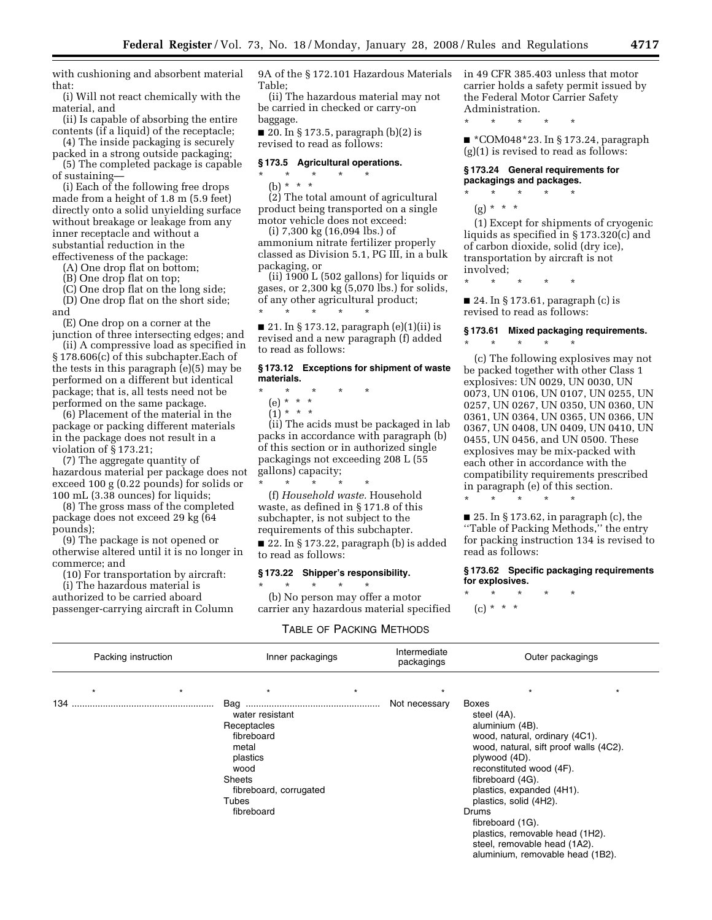with cushioning and absorbent material that:

(i) Will not react chemically with the material, and

(ii) Is capable of absorbing the entire contents (if a liquid) of the receptacle;

(4) The inside packaging is securely packed in a strong outside packaging;

(5) The completed package is capable of sustaining—

(i) Each of the following free drops made from a height of 1.8 m (5.9 feet) directly onto a solid unyielding surface without breakage or leakage from any inner receptacle and without a substantial reduction in the effectiveness of the package:

(A) One drop flat on bottom;

(B) One drop flat on top;

(C) One drop flat on the long side;

(D) One drop flat on the short side; and

(E) One drop on a corner at the junction of three intersecting edges; and

(ii) A compressive load as specified in § 178.606(c) of this subchapter.Each of the tests in this paragraph (e)(5) may be performed on a different but identical package; that is, all tests need not be performed on the same package.

(6) Placement of the material in the package or packing different materials in the package does not result in a violation of § 173.21;

(7) The aggregate quantity of hazardous material per package does not exceed 100 g (0.22 pounds) for solids or 100 mL (3.38 ounces) for liquids;

(8) The gross mass of the completed package does not exceed 29 kg (64 pounds);

(9) The package is not opened or otherwise altered until it is no longer in commerce; and

(10) For transportation by aircraft:

(i) The hazardous material is authorized to be carried aboard passenger-carrying aircraft in Column 9A of the § 172.101 Hazardous Materials Table;

(ii) The hazardous material may not be carried in checked or carry-on baggage.

■ 20. In § 173.5, paragraph (b)(2) is revised to read as follows:

### § 173.5 Agricultural operations.

\* \* \* \* \*

(b) \* \* \*

(2) The total amount of agricultural product being transported on a single motor vehicle does not exceed:

(i) 7,300 kg (16,094 lbs.) of ammonium nitrate fertilizer properly classed as Division 5.1, PG III, in a bulk packaging, or

(ii) 1900 L (502 gallons) for liquids or gases, or 2,300 kg (5,070 lbs.) for solids, of any other agricultural product;

\* \* \* \* \*

■ 21. In § 173.12, paragraph (e)(1)(ii) is revised and a new paragraph (f) added to read as follows:

### § 173.12 Exceptions for shipment of waste materials.

\* \* \* \* \*

(e) \* \* \*

(1) \* \* \*

(ii) The acids must be packaged in lab packs in accordance with paragraph (b) of this section or in authorized single packagings not exceeding 208 L (55 gallons) capacity;

\* \* \* \* \*

(f) *Household waste.* Household waste, as defined in § 171.8 of this subchapter, is not subject to the requirements of this subchapter.

■ 22. In § 173.22, paragraph (b) is added to read as follows:

### § 173.22 Shipper's responsibility.

\* \* \* \* \*

(b) No person may offer a motor carrier any hazardous material specified in 49 CFR 385.403 unless that motor carrier holds a safety permit issued by the Federal Motor Carrier Safety Administration.

\* \* \* \* \*

■ *COM048*23. In § 173.24, paragraph (g)(1) is revised to read as follows:

### § 173.24 General requirements for packagings and packages.

\* \* \* \* \*

(g) \* \* \*

(1) Except for shipments of cryogenic liquids as specified in § 173.320(c) and of carbon dioxide, solid (dry ice), transportation by aircraft is not involved;

\* \* \* \* \*

■ 24. In § 173.61, paragraph (c) is revised to read as follows:

### § 173.61 Mixed packaging requirements.

\* \* \* \* \*

(c) The following explosives may not be packed together with other Class 1 explosives: UN 0029, UN 0030, UN 0073, UN 0106, UN 0107, UN 0255, UN 0257, UN 0267, UN 0350, UN 0360, UN 0361, UN 0364, UN 0365, UN 0366, UN 0367, UN 0408, UN 0409, UN 0410, UN 0455, UN 0456, and UN 0500. These explosives may be mix-packed with each other in accordance with the compatibility requirements prescribed in paragraph (e) of this section.

\* \* \* \* \*

■ 25. In § 173.62, in paragraph (c), the "Table of Packing Methods," the entry for packing instruction 134 is revised to read as follows:

### § 173.62 Specific packaging requirements for explosives.

\* \* \* \* \*

(c) \* \* \*

TABLE OF PACKING METHODS

| Packing instruction | Inner packagings | Intermediate packagings | Outer packagings |
|---|---|---|---|
| \* \* | \* \* | \* | \* \* |
| 134 | Bag<br>water resistant<br>Receptacles<br>fibreboard<br>metal<br>plastics<br>wood<br>Sheets<br>fibreboard, corrugated<br>Tubes<br>fibreboard | Not necessary | Boxes<br>steel (4A).<br>aluminium (4B).<br>wood, natural, ordinary (4C1).<br>wood, natural, sift proof walls (4C2).<br>plywood (4D).<br>reconstituted wood (4F).<br>fibreboard (4G).<br>plastics, expanded (4H1).<br>plastics, solid (4H2).<br>Drums<br>fibreboard (1G).<br>plastics, removable head (1H2).<br>steel, removable head (1A2).<br>aluminium, removable head (1B2). |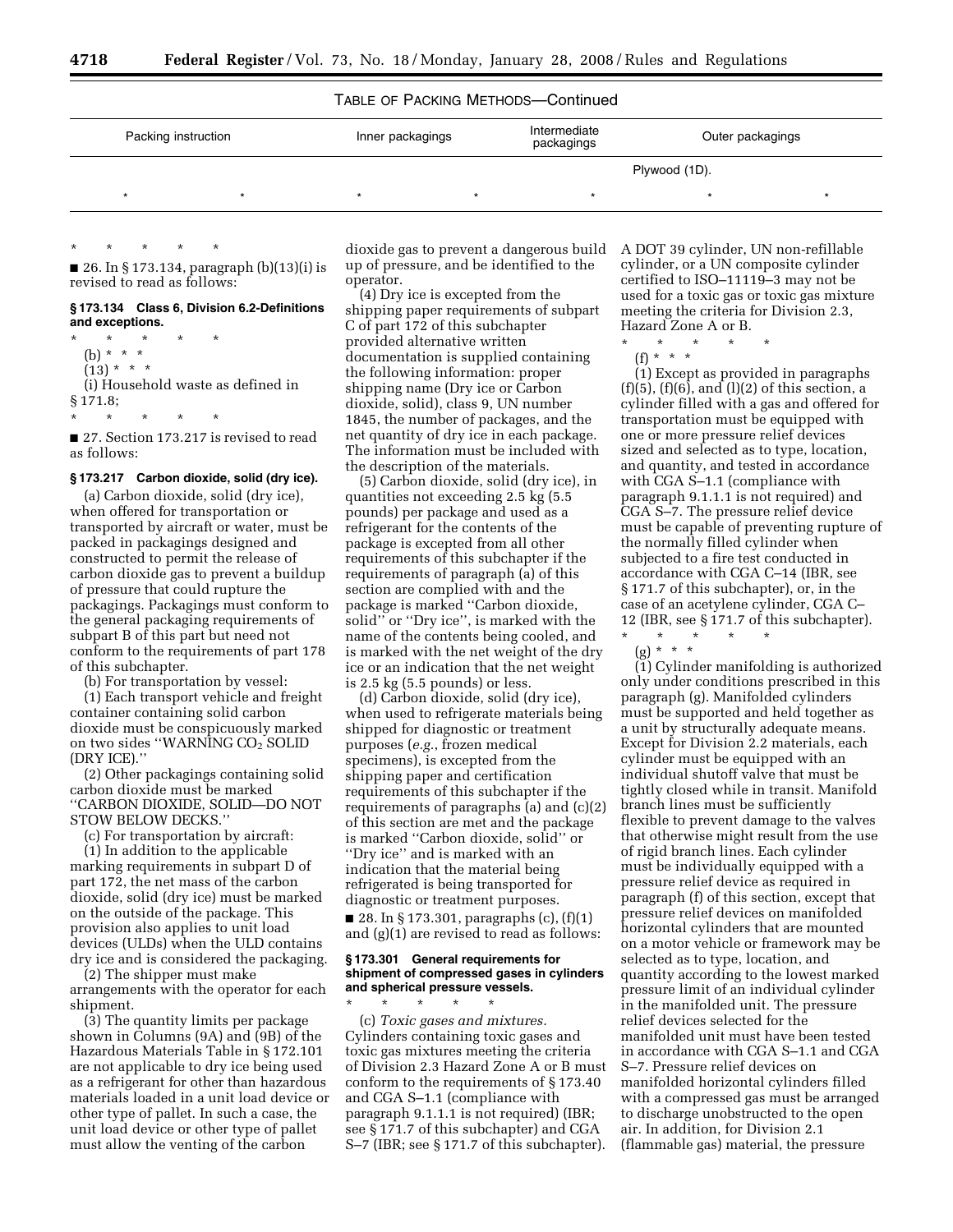TABLE OF PACKING METHODS—Continued

| Packing instruction | | Inner packagings | | Intermediate packagings | Outer packagings | |
|---|---|---|---|---|---|---|
| | | | | | Plywood (1D). | |
| * | * | * | * | * | * | * |

\* \* \* \* \*

■ 26. In § 173.134, paragraph (b)(13)(i) is revised to read as follows:

### § 173.134 Class 6, Division 6.2-Definitions and exceptions.

\* \* \* \* \*

(b) * * *

(13) * * *

(i) Household waste as defined in § 171.8;

\* \* \* \* \*

■ 27. Section 173.217 is revised to read as follows:

### § 173.217 Carbon dioxide, solid (dry ice).

(a) Carbon dioxide, solid (dry ice), when offered for transportation or transported by aircraft or water, must be packed in packagings designed and constructed to permit the release of carbon dioxide gas to prevent a buildup of pressure that could rupture the packagings. Packagings must conform to the general packaging requirements of subpart B of this part but need not conform to the requirements of part 178 of this subchapter.

(b) For transportation by vessel:

(1) Each transport vehicle and freight container containing solid carbon dioxide must be conspicuously marked on two sides ''WARNING $CO_2$ SOLID (DRY ICE).''

(2) Other packagings containing solid carbon dioxide must be marked ''CARBON DIOXIDE, SOLID—DO NOT STOW BELOW DECKS.''

(c) For transportation by aircraft:

(1) In addition to the applicable marking requirements in subpart D of part 172, the net mass of the carbon dioxide, solid (dry ice) must be marked on the outside of the package. This provision also applies to unit load devices (ULDs) when the ULD contains dry ice and is considered the packaging.

(2) The shipper must make arrangements with the operator for each shipment.

(3) The quantity limits per package shown in Columns (9A) and (9B) of the Hazardous Materials Table in § 172.101 are not applicable to dry ice being used as a refrigerant for other than hazardous materials loaded in a unit load device or other type of pallet. In such a case, the unit load device or other type of pallet must allow the venting of the carbon dioxide gas to prevent a dangerous build up of pressure, and be identified to the operator.

(4) Dry ice is excepted from the shipping paper requirements of subpart C of part 172 of this subchapter provided alternative written documentation is supplied containing the following information: proper shipping name (Dry ice or Carbon dioxide, solid), class 9, UN number 1845, the number of packages, and the net quantity of dry ice in each package. The information must be included with the description of the materials.

(5) Carbon dioxide, solid (dry ice), in quantities not exceeding 2.5 kg (5.5 pounds) per package and used as a refrigerant for the contents of the package is excepted from all other requirements of this subchapter if the requirements of paragraph (a) of this section are complied with and the package is marked ''Carbon dioxide, solid'' or ''Dry ice'', is marked with the name of the contents being cooled, and is marked with the net weight of the dry ice or an indication that the net weight is 2.5 kg (5.5 pounds) or less.

(d) Carbon dioxide, solid (dry ice), when used to refrigerate materials being shipped for diagnostic or treatment purposes (*e.g.*, frozen medical specimens), is excepted from the shipping paper and certification requirements of this subchapter if the requirements of paragraphs (a) and (c)(2) of this section are met and the package is marked ''Carbon dioxide, solid'' or ''Dry ice'' and is marked with an indication that the material being refrigerated is being transported for diagnostic or treatment purposes.

■ 28. In § 173.301, paragraphs (c), (f)(1) and (g)(1) are revised to read as follows:

### § 173.301 General requirements for shipment of compressed gases in cylinders and spherical pressure vessels.

\* \* \* \* \*

(c) *Toxic gases and mixtures.* Cylinders containing toxic gases and toxic gas mixtures meeting the criteria of Division 2.3 Hazard Zone A or B must conform to the requirements of § 173.40 and CGA S–1.1 (compliance with paragraph 9.1.1.1 is not required) (IBR; see § 171.7 of this subchapter) and CGA S–7 (IBR; see § 171.7 of this subchapter). A DOT 39 cylinder, UN non-refillable cylinder, or a UN composite cylinder certified to ISO–11119–3 may not be used for a toxic gas or toxic gas mixture meeting the criteria for Division 2.3, Hazard Zone A or B.

\* \* \* \* \*

(f) * * *

(1) Except as provided in paragraphs (f)(5), (f)(6), and (l)(2) of this section, a cylinder filled with a gas and offered for transportation must be equipped with one or more pressure relief devices sized and selected as to type, location, and quantity, and tested in accordance with CGA S–1.1 (compliance with paragraph 9.1.1.1 is not required) and CGA S–7. The pressure relief device must be capable of preventing rupture of the normally filled cylinder when subjected to a fire test conducted in accordance with CGA C–14 (IBR, see § 171.7 of this subchapter), or, in the case of an acetylene cylinder, CGA C–12 (IBR, see § 171.7 of this subchapter).

\* \* \* \* \*

(g) * * *

(1) Cylinder manifolding is authorized only under conditions prescribed in this paragraph (g). Manifolded cylinders must be supported and held together as a unit by structurally adequate means. Except for Division 2.2 materials, each cylinder must be equipped with an individual shutoff valve that must be tightly closed while in transit. Manifold branch lines must be sufficiently flexible to prevent damage to the valves that otherwise might result from the use of rigid branch lines. Each cylinder must be individually equipped with a pressure relief device as required in paragraph (f) of this section, except that pressure relief devices on manifolded horizontal cylinders that are mounted on a motor vehicle or framework may be selected as to type, location, and quantity according to the lowest marked pressure limit of an individual cylinder in the manifolded unit. The pressure relief devices selected for the manifolded unit must have been tested in accordance with CGA S–1.1 and CGA S–7. Pressure relief devices on manifolded horizontal cylinders filled with a compressed gas must be arranged to discharge unobstructed to the open air. In addition, for Division 2.1 (flammable gas) material, the pressure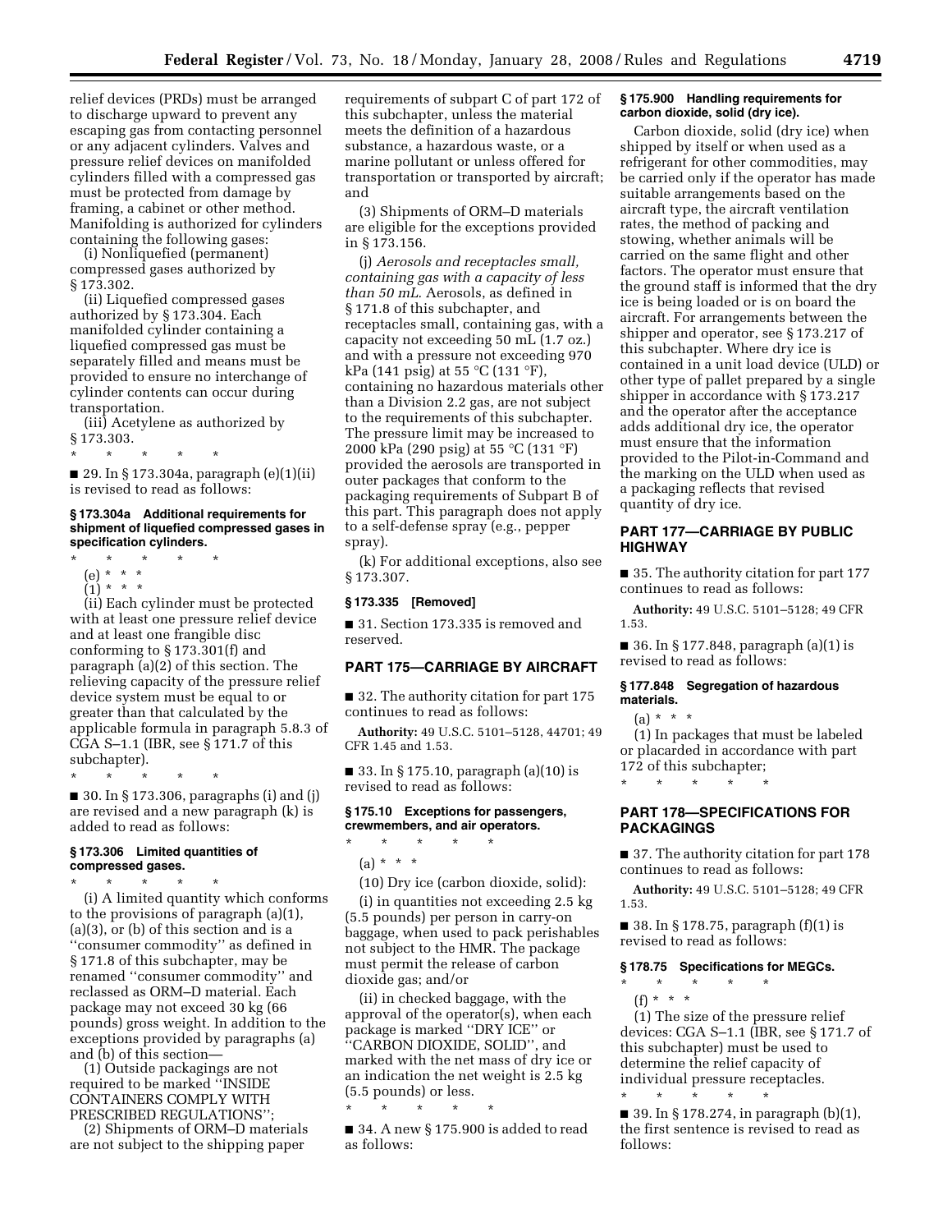relief devices (PRDs) must be arranged to discharge upward to prevent any escaping gas from contacting personnel or any adjacent cylinders. Valves and pressure relief devices on manifolded cylinders filled with a compressed gas must be protected from damage by framing, a cabinet or other method. Manifolding is authorized for cylinders containing the following gases:

(i) Nonliquefied (permanent) compressed gases authorized by § 173.302.

(ii) Liquefied compressed gases authorized by § 173.304. Each manifolded cylinder containing a liquefied compressed gas must be separately filled and means must be provided to ensure no interchange of cylinder contents can occur during transportation.

(iii) Acetylene as authorized by § 173.303.

\* \* \* \* \*

■ 29. In § 173.304a, paragraph (e)(1)(ii) is revised to read as follows:

### § 173.304a Additional requirements for shipment of liquefied compressed gases in specification cylinders.

\* \* \* \* \*

(e) \* \* \*

(1) \* \* \*

(ii) Each cylinder must be protected with at least one pressure relief device and at least one frangible disc conforming to § 173.301(f) and paragraph (a)(2) of this section. The relieving capacity of the pressure relief device system must be equal to or greater than that calculated by the applicable formula in paragraph 5.8.3 of CGA S–1.1 (IBR, see § 171.7 of this subchapter).

\* \* \* \* \*

■ 30. In § 173.306, paragraphs (i) and (j) are revised and a new paragraph (k) is added to read as follows:

### § 173.306 Limited quantities of compressed gases.

\* \* \* \* \*

(i) A limited quantity which conforms to the provisions of paragraph (a)(1), (a)(3), or (b) of this section and is a ''consumer commodity'' as defined in § 171.8 of this subchapter, may be renamed ''consumer commodity'' and reclassed as ORM–D material. Each package may not exceed 30 kg (66 pounds) gross weight. In addition to the exceptions provided by paragraphs (a) and (b) of this section—

(1) Outside packagings are not required to be marked ''INSIDE CONTAINERS COMPLY WITH PRESCRIBED REGULATIONS'';

(2) Shipments of ORM–D materials are not subject to the shipping paper requirements of subpart C of part 172 of this subchapter, unless the material meets the definition of a hazardous substance, a hazardous waste, or a marine pollutant or unless offered for transportation or transported by aircraft; and

(3) Shipments of ORM–D materials are eligible for the exceptions provided in § 173.156.

(j) *Aerosols and receptacles small, containing gas with a capacity of less than 50 mL.* Aerosols, as defined in § 171.8 of this subchapter, and receptacles small, containing gas, with a capacity not exceeding 50 mL (1.7 oz.) and with a pressure not exceeding 970 kPa (141 psig) at 55 °C (131 °F), containing no hazardous materials other than a Division 2.2 gas, are not subject to the requirements of this subchapter. The pressure limit may be increased to 2000 kPa (290 psig) at 55 °C (131 °F) provided the aerosols are transported in outer packages that conform to the packaging requirements of Subpart B of this part. This paragraph does not apply to a self-defense spray (e.g., pepper spray).

(k) For additional exceptions, also see § 173.307.

### § 173.335 [Removed]

■ 31. Section 173.335 is removed and reserved.

## PART 175—CARRIAGE BY AIRCRAFT

■ 32. The authority citation for part 175 continues to read as follows:

**Authority:** 49 U.S.C. 5101–5128, 44701; 49 CFR 1.45 and 1.53.

■ 33. In § 175.10, paragraph (a)(10) is revised to read as follows:

### § 175.10 Exceptions for passengers, crewmembers, and air operators.

\* \* \* \* \*

(a) \* \* \*

(10) Dry ice (carbon dioxide, solid):

(i) in quantities not exceeding 2.5 kg (5.5 pounds) per person in carry-on baggage, when used to pack perishables not subject to the HMR. The package must permit the release of carbon dioxide gas; and/or

(ii) in checked baggage, with the approval of the operator(s), when each package is marked ''DRY ICE'' or ''CARBON DIOXIDE, SOLID'', and marked with the net mass of dry ice or an indication the net weight is 2.5 kg (5.5 pounds) or less.

\* \* \* \* \*

■ 34. A new § 175.900 is added to read as follows:

### § 175.900 Handling requirements for carbon dioxide, solid (dry ice).

Carbon dioxide, solid (dry ice) when shipped by itself or when used as a refrigerant for other commodities, may be carried only if the operator has made suitable arrangements based on the aircraft type, the aircraft ventilation rates, the method of packing and stowing, whether animals will be carried on the same flight and other factors. The operator must ensure that the ground staff is informed that the dry ice is being loaded or is on board the aircraft. For arrangements between the shipper and operator, see § 173.217 of this subchapter. Where dry ice is contained in a unit load device (ULD) or other type of pallet prepared by a single shipper in accordance with § 173.217 and the operator after the acceptance adds additional dry ice, the operator must ensure that the information provided to the Pilot-in-Command and the marking on the ULD when used as a packaging reflects that revised quantity of dry ice.

## PART 177—CARRIAGE BY PUBLIC HIGHWAY

■ 35. The authority citation for part 177 continues to read as follows:

**Authority:** 49 U.S.C. 5101–5128; 49 CFR 1.53.

■ 36. In § 177.848, paragraph (a)(1) is revised to read as follows:

### § 177.848 Segregation of hazardous materials.

(a) \* \* \*

(1) In packages that must be labeled or placarded in accordance with part 172 of this subchapter;

\* \* \* \* \*

## PART 178—SPECIFICATIONS FOR PACKAGINGS

■ 37. The authority citation for part 178 continues to read as follows:

**Authority:** 49 U.S.C. 5101–5128; 49 CFR 1.53.

■ 38. In § 178.75, paragraph (f)(1) is revised to read as follows:

### § 178.75 Specifications for MEGCs.

\* \* \* \* \*

(f) \* \* \*

(1) The size of the pressure relief devices: CGA S–1.1 (IBR, see § 171.7 of this subchapter) must be used to determine the relief capacity of individual pressure receptacles.

\* \* \* \* \*

■ 39. In § 178.274, in paragraph (b)(1), the first sentence is revised to read as follows: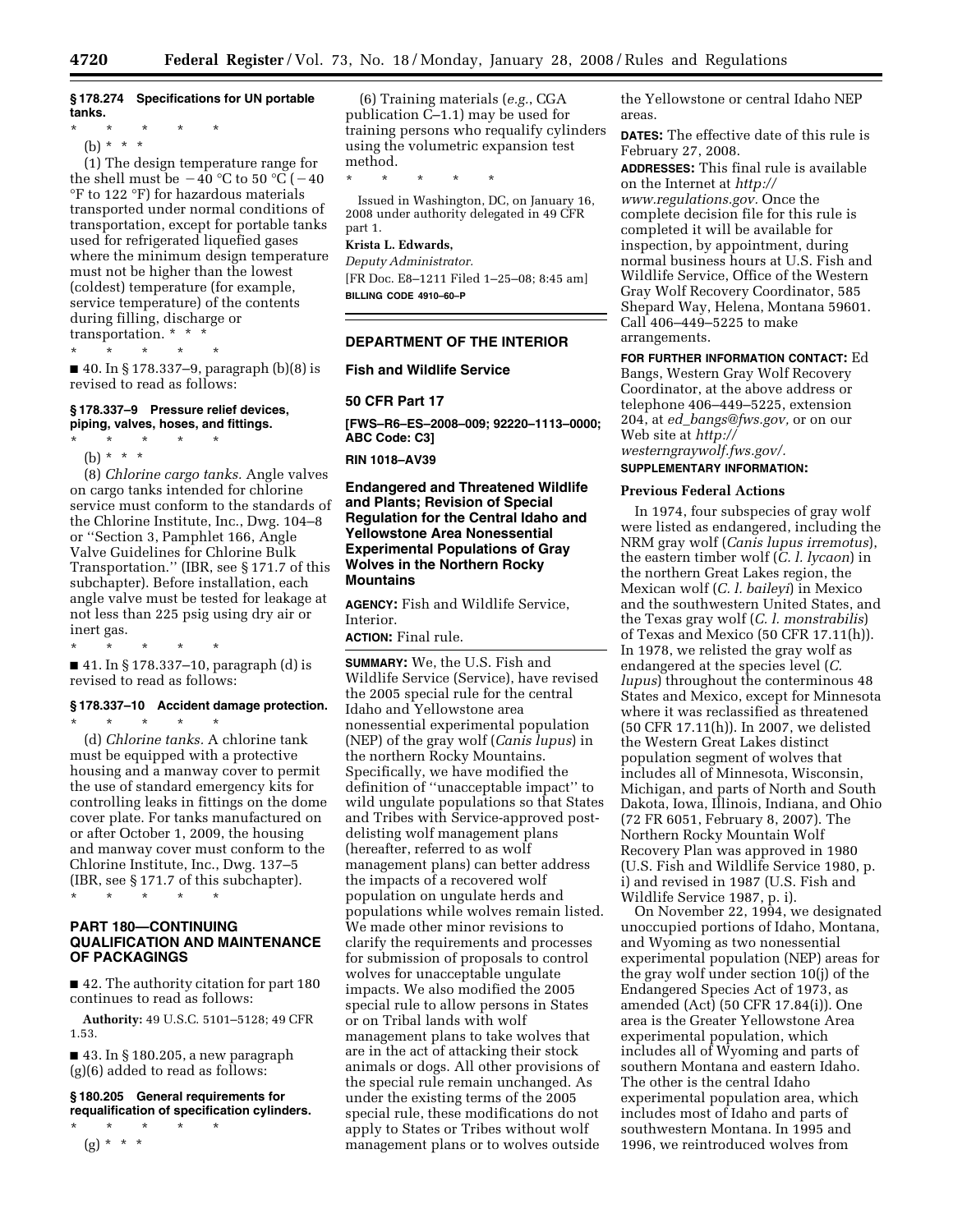**§ 178.274 Specifications for UN portable tanks.**

\* \* \* \* \*

(b) \* \* \*

(1) The design temperature range for the shell must be −40 °C to 50 °C (−40 °F to 122 °F) for hazardous materials transported under normal conditions of transportation, except for portable tanks used for refrigerated liquefied gases where the minimum design temperature must not be higher than the lowest (coldest) temperature (for example, service temperature) of the contents during filling, discharge or transportation. \* \* \*

\* \* \* \* \*

■ 40. In § 178.337–9, paragraph (b)(8) is revised to read as follows:

**§ 178.337–9 Pressure relief devices, piping, valves, hoses, and fittings.**

\* \* \* \* \*

(b) \* \* \*

(8) *Chlorine cargo tanks.* Angle valves on cargo tanks intended for chlorine service must conform to the standards of the Chlorine Institute, Inc., Dwg. 104–8 or ''Section 3, Pamphlet 166, Angle Valve Guidelines for Chlorine Bulk Transportation.'' (IBR, see § 171.7 of this subchapter). Before installation, each angle valve must be tested for leakage at not less than 225 psig using dry air or inert gas.

\* \* \* \* \*

■ 41. In § 178.337–10, paragraph (d) is revised to read as follows:

**§ 178.337–10 Accident damage protection.**

\* \* \* \* \*

(d) *Chlorine tanks.* A chlorine tank must be equipped with a protective housing and a manway cover to permit the use of standard emergency kits for controlling leaks in fittings on the dome cover plate. For tanks manufactured on or after October 1, 2009, the housing and manway cover must conform to the Chlorine Institute, Inc., Dwg. 137–5 (IBR, see § 171.7 of this subchapter).

\* \* \* \* \*

## PART 180—CONTINUING QUALIFICATION AND MAINTENANCE OF PACKAGINGS

■ 42. The authority citation for part 180 continues to read as follows:

**Authority:** 49 U.S.C. 5101–5128; 49 CFR 1.53.

■ 43. In § 180.205, a new paragraph (g)(6) added to read as follows:

**§ 180.205 General requirements for requalification of specification cylinders.**

\* \* \* \* \*

(g) \* \* \*

(6) Training materials (*e.g.*, CGA publication C–1.1) may be used for training persons who requalify cylinders using the volumetric expansion test method.

\* \* \* \* \*

Issued in Washington, DC, on January 16, 2008 under authority delegated in 49 CFR part 1.

**Krista L. Edwards,**

*Deputy Administrator.*

[FR Doc. E8–1211 Filed 1–25–08; 8:45 am]

**BILLING CODE 4910–60–P**

---

## DEPARTMENT OF THE INTERIOR

### Fish and Wildlife Service

### 50 CFR Part 17

**[FWS–R6–ES–2008–009; 92220–1113–0000; ABC Code: C3]**

**RIN 1018–AV39**

## Endangered and Threatened Wildlife and Plants; Revision of Special Regulation for the Central Idaho and Yellowstone Area Nonessential Experimental Populations of Gray Wolves in the Northern Rocky Mountains

**AGENCY:** Fish and Wildlife Service, Interior.

**ACTION:** Final rule.

**SUMMARY:** We, the U.S. Fish and Wildlife Service (Service), have revised the 2005 special rule for the central Idaho and Yellowstone area nonessential experimental population (NEP) of the gray wolf (*Canis lupus*) in the northern Rocky Mountains. Specifically, we have modified the definition of ''unacceptable impact'' to wild ungulate populations so that States and Tribes with Service-approved post-delisting wolf management plans (hereafter, referred to as wolf management plans) can better address the impacts of a recovered wolf population on ungulate herds and populations while wolves remain listed. We made other minor revisions to clarify the requirements and processes for submission of proposals to control wolves for unacceptable ungulate impacts. We also modified the 2005 special rule to allow persons in States or on Tribal lands with wolf management plans to take wolves that are in the act of attacking their stock animals or dogs. All other provisions of the special rule remain unchanged. As under the existing terms of the 2005 special rule, these modifications do not apply to States or Tribes without wolf management plans or to wolves outside the Yellowstone or central Idaho NEP areas.

**DATES:** The effective date of this rule is February 27, 2008.

**ADDRESSES:** This final rule is available on the Internet at *http://www.regulations.gov.* Once the complete decision file for this rule is completed it will be available for inspection, by appointment, during normal business hours at U.S. Fish and Wildlife Service, Office of the Western Gray Wolf Recovery Coordinator, 585 Shepard Way, Helena, Montana 59601. Call 406–449–5225 to make arrangements.

**FOR FURTHER INFORMATION CONTACT:** Ed Bangs, Western Gray Wolf Recovery Coordinator, at the above address or telephone 406–449–5225, extension 204, at *ed_bangs@fws.gov,* or on our Web site at *http://westerngraywolf.fws.gov/.*

**SUPPLEMENTARY INFORMATION:**

### Previous Federal Actions

In 1974, four subspecies of gray wolf were listed as endangered, including the NRM gray wolf (*Canis lupus irremotus*), the eastern timber wolf (*C. l. lycaon*) in the northern Great Lakes region, the Mexican wolf (*C. l. baileyi*) in Mexico and the southwestern United States, and the Texas gray wolf (*C. l. monstrabilis*) of Texas and Mexico (50 CFR 17.11(h)). In 1978, we relisted the gray wolf as endangered at the species level (*C. lupus*) throughout the conterminous 48 States and Mexico, except for Minnesota where it was reclassified as threatened (50 CFR 17.11(h)). In 2007, we delisted the Western Great Lakes distinct population segment of wolves that includes all of Minnesota, Wisconsin, Michigan, and parts of North and South Dakota, Iowa, Illinois, Indiana, and Ohio (72 FR 6051, February 8, 2007). The Northern Rocky Mountain Wolf Recovery Plan was approved in 1980 (U.S. Fish and Wildlife Service 1980, p. i) and revised in 1987 (U.S. Fish and Wildlife Service 1987, p. i).

On November 22, 1994, we designated unoccupied portions of Idaho, Montana, and Wyoming as two nonessential experimental population (NEP) areas for the gray wolf under section 10(j) of the Endangered Species Act of 1973, as amended (Act) (50 CFR 17.84(i)). One area is the Greater Yellowstone Area experimental population, which includes all of Wyoming and parts of southern Montana and eastern Idaho. The other is the central Idaho experimental population area, which includes most of Idaho and parts of southwestern Montana. In 1995 and 1996, we reintroduced wolves from